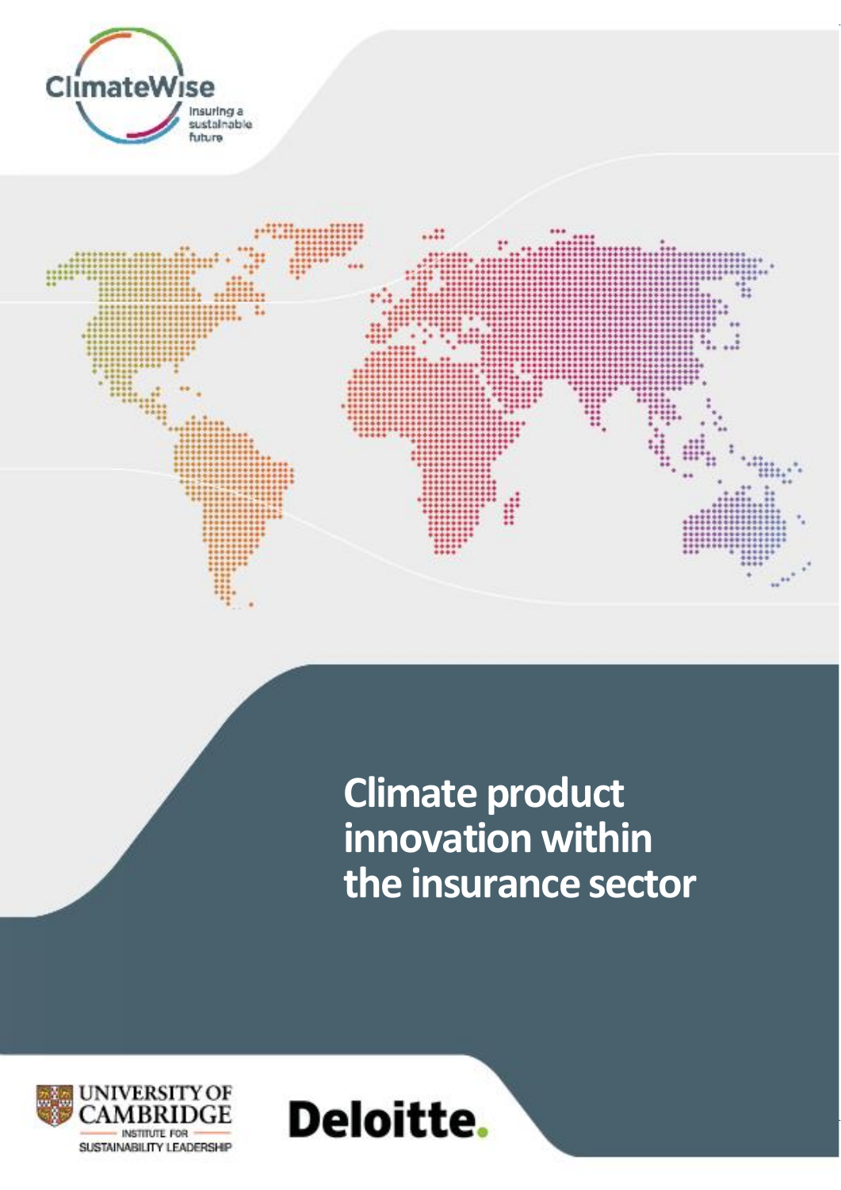ClimateWise

Insuring a sustainable future

# Climate product innovation within the insurance sector

UNIVERSITY OF CAMBRIDGE

INSTITUTE FOR SUSTAINABILITY LEADERSHIP

Deloitte.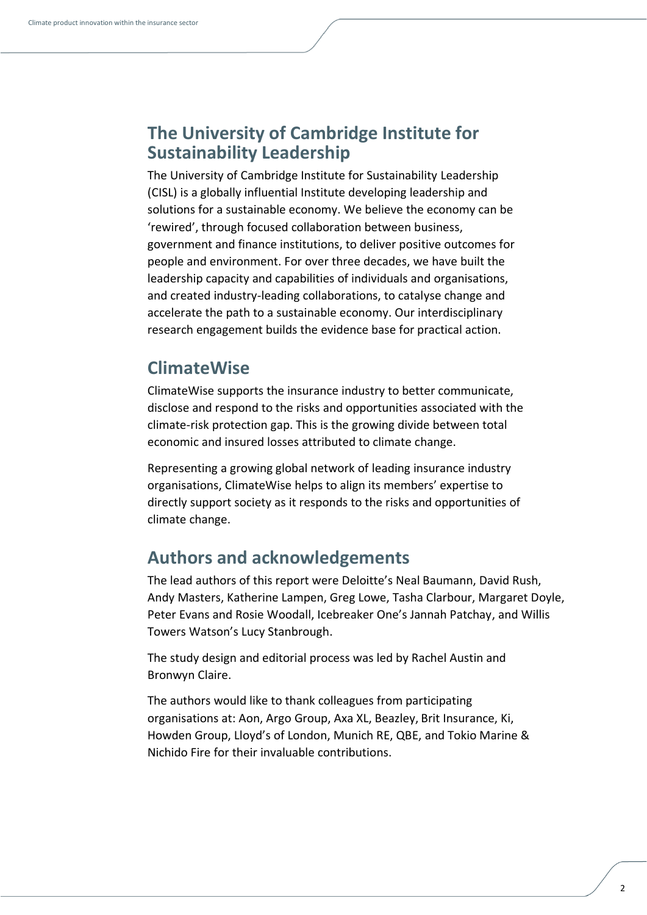## The University of Cambridge Institute for Sustainability Leadership

The University of Cambridge Institute for Sustainability Leadership (CISL) is a globally influential Institute developing leadership and solutions for a sustainable economy. We believe the economy can be 'rewired', through focused collaboration between business, government and finance institutions, to deliver positive outcomes for people and environment. For over three decades, we have built the leadership capacity and capabilities of individuals and organisations, and created industry-leading collaborations, to catalyse change and accelerate the path to a sustainable economy. Our interdisciplinary research engagement builds the evidence base for practical action.

## ClimateWise

ClimateWise supports the insurance industry to better communicate, disclose and respond to the risks and opportunities associated with the climate-risk protection gap. This is the growing divide between total economic and insured losses attributed to climate change.

Representing a growing global network of leading insurance industry organisations, ClimateWise helps to align its members' expertise to directly support society as it responds to the risks and opportunities of climate change.

## Authors and acknowledgements

The lead authors of this report were Deloitte's Neal Baumann, David Rush, Andy Masters, Katherine Lampen, Greg Lowe, Tasha Clarbour, Margaret Doyle, Peter Evans and Rosie Woodall, Icebreaker One's Jannah Patchay, and Willis Towers Watson's Lucy Stanbrough.

The study design and editorial process was led by Rachel Austin and Bronwyn Claire.

The authors would like to thank colleagues from participating organisations at: Aon, Argo Group, Axa XL, Beazley, Brit Insurance, Ki, Howden Group, Lloyd's of London, Munich RE, QBE, and Tokio Marine & Nichido Fire for their invaluable contributions.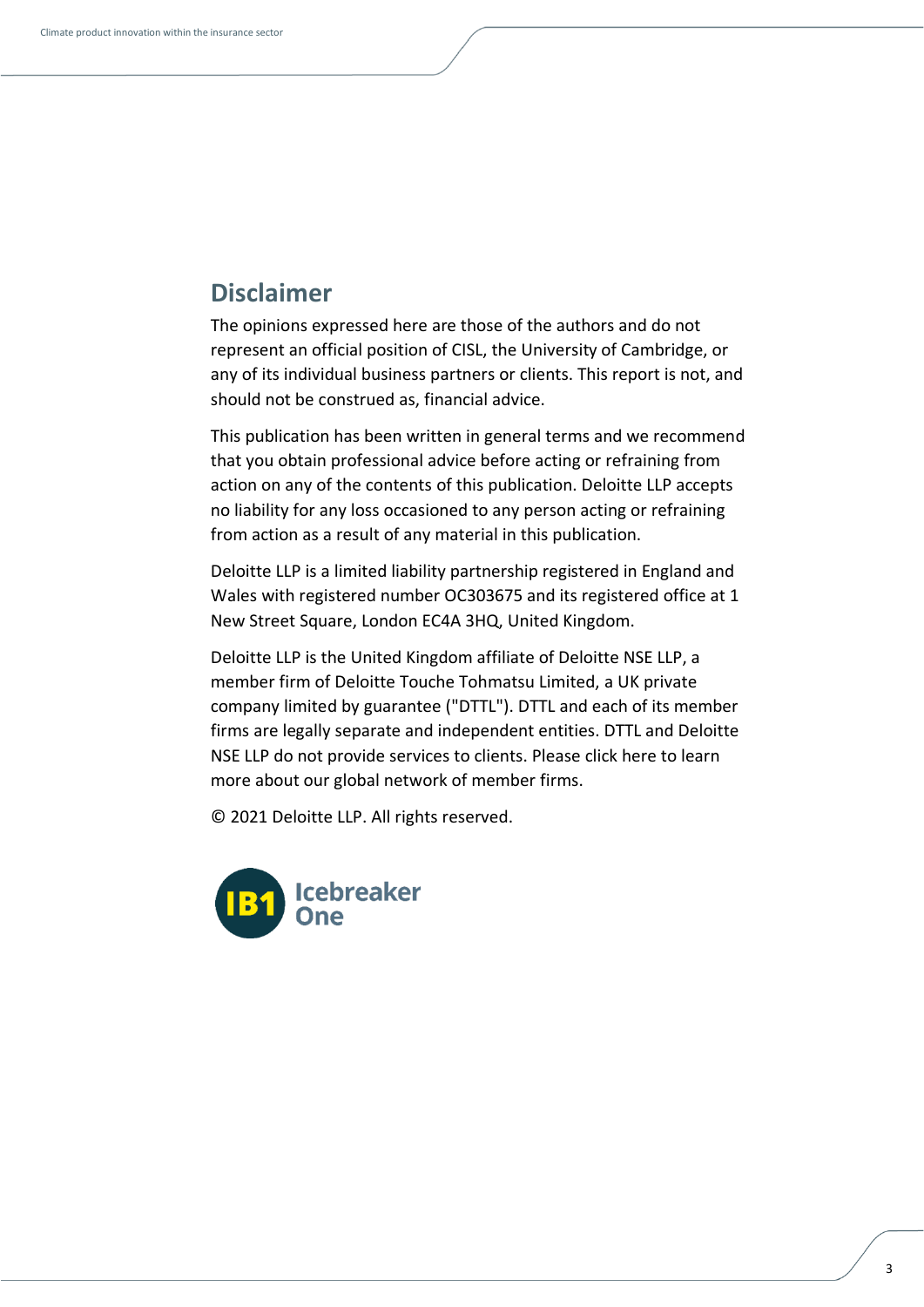## Disclaimer

The opinions expressed here are those of the authors and do not represent an official position of CISL, the University of Cambridge, or any of its individual business partners or clients. This report is not, and should not be construed as, financial advice.

This publication has been written in general terms and we recommend that you obtain professional advice before acting or refraining from action on any of the contents of this publication. Deloitte LLP accepts no liability for any loss occasioned to any person acting or refraining from action as a result of any material in this publication.

Deloitte LLP is a limited liability partnership registered in England and Wales with registered number OC303675 and its registered office at 1 New Street Square, London EC4A 3HQ, United Kingdom.

Deloitte LLP is the United Kingdom affiliate of Deloitte NSE LLP, a member firm of Deloitte Touche Tohmatsu Limited, a UK private company limited by guarantee ("DTTL"). DTTL and each of its member firms are legally separate and independent entities. DTTL and Deloitte NSE LLP do not provide services to clients. Please click here to learn more about our global network of member firms.

© 2021 Deloitte LLP. All rights reserved.

IB1 Icebreaker One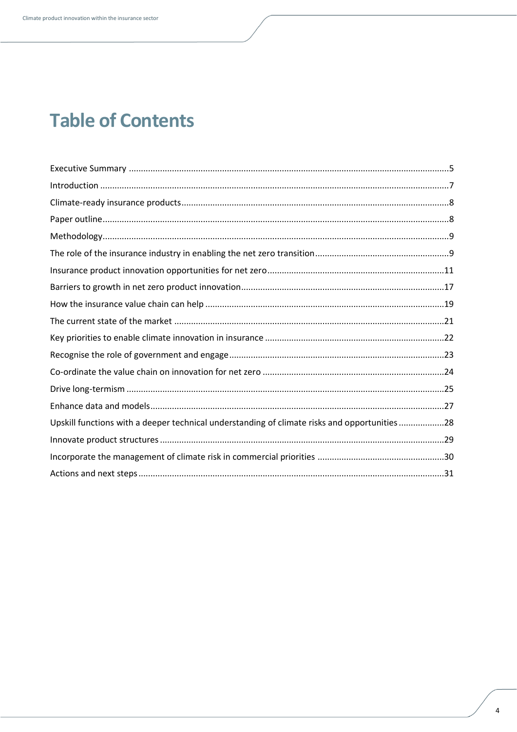# Table of Contents

Executive Summary ....................................................................................................................................5
Introduction ................................................................................................................................................7
Climate-ready insurance products ..............................................................................................................8
Paper outline ..............................................................................................................................................8
Methodology ...............................................................................................................................................9
The role of the insurance industry in enabling the net zero transition .......................................................9
Insurance product innovation opportunities for net zero .........................................................................11
Barriers to growth in net zero product innovation ....................................................................................17
How the insurance value chain can help ...................................................................................................19
The current state of the market ................................................................................................................21
Key priorities to enable climate innovation in insurance ..........................................................................22
Recognise the role of government and engage .........................................................................................23
Co-ordinate the value chain on innovation for net zero ...........................................................................24
Drive long-termism ...................................................................................................................................25
Enhance data and models..........................................................................................................................27
Upskill functions with a deeper technical understanding of climate risks and opportunities ...................28
Innovate product structures ......................................................................................................................29
Incorporate the management of climate risk in commercial priorities .....................................................30
Actions and next steps ...............................................................................................................................31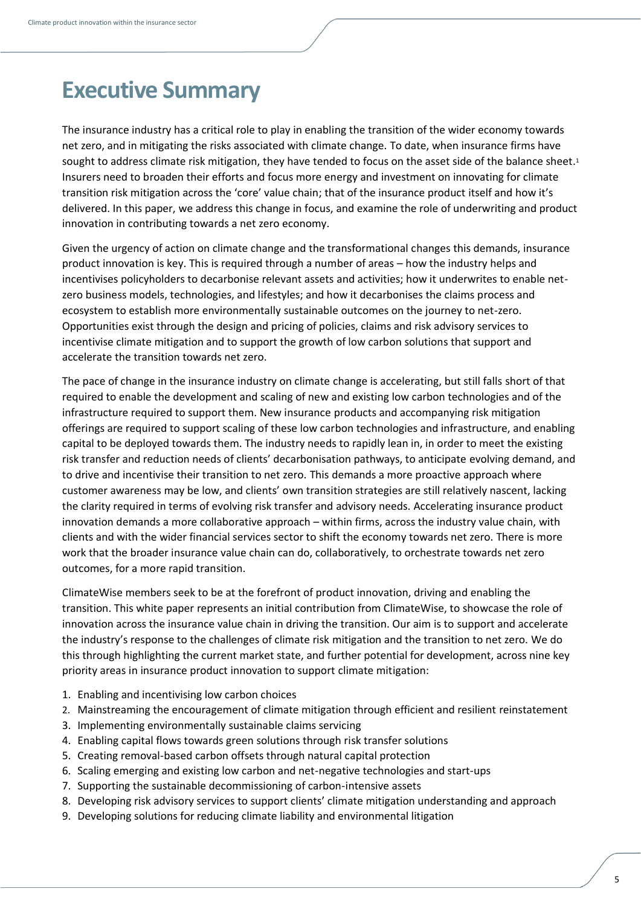# Executive Summary

The insurance industry has a critical role to play in enabling the transition of the wider economy towards net zero, and in mitigating the risks associated with climate change. To date, when insurance firms have sought to address climate risk mitigation, they have tended to focus on the asset side of the balance sheet.[1] Insurers need to broaden their efforts and focus more energy and investment on innovating for climate transition risk mitigation across the 'core' value chain; that of the insurance product itself and how it's delivered. In this paper, we address this change in focus, and examine the role of underwriting and product innovation in contributing towards a net zero economy.

Given the urgency of action on climate change and the transformational changes this demands, insurance product innovation is key. This is required through a number of areas – how the industry helps and incentivises policyholders to decarbonise relevant assets and activities; how it underwrites to enable net-zero business models, technologies, and lifestyles; and how it decarbonises the claims process and ecosystem to establish more environmentally sustainable outcomes on the journey to net-zero. Opportunities exist through the design and pricing of policies, claims and risk advisory services to incentivise climate mitigation and to support the growth of low carbon solutions that support and accelerate the transition towards net zero.

The pace of change in the insurance industry on climate change is accelerating, but still falls short of that required to enable the development and scaling of new and existing low carbon technologies and of the infrastructure required to support them. New insurance products and accompanying risk mitigation offerings are required to support scaling of these low carbon technologies and infrastructure, and enabling capital to be deployed towards them. The industry needs to rapidly lean in, in order to meet the existing risk transfer and reduction needs of clients' decarbonisation pathways, to anticipate evolving demand, and to drive and incentivise their transition to net zero. This demands a more proactive approach where customer awareness may be low, and clients' own transition strategies are still relatively nascent, lacking the clarity required in terms of evolving risk transfer and advisory needs. Accelerating insurance product innovation demands a more collaborative approach – within firms, across the industry value chain, with clients and with the wider financial services sector to shift the economy towards net zero. There is more work that the broader insurance value chain can do, collaboratively, to orchestrate towards net zero outcomes, for a more rapid transition.

ClimateWise members seek to be at the forefront of product innovation, driving and enabling the transition. This white paper represents an initial contribution from ClimateWise, to showcase the role of innovation across the insurance value chain in driving the transition. Our aim is to support and accelerate the industry's response to the challenges of climate risk mitigation and the transition to net zero. We do this through highlighting the current market state, and further potential for development, across nine key priority areas in insurance product innovation to support climate mitigation:

1. Enabling and incentivising low carbon choices
2. Mainstreaming the encouragement of climate mitigation through efficient and resilient reinstatement
3. Implementing environmentally sustainable claims servicing
4. Enabling capital flows towards green solutions through risk transfer solutions
5. Creating removal-based carbon offsets through natural capital protection
6. Scaling emerging and existing low carbon and net-negative technologies and start-ups
7. Supporting the sustainable decommissioning of carbon-intensive assets
8. Developing risk advisory services to support clients' climate mitigation understanding and approach
9. Developing solutions for reducing climate liability and environmental litigation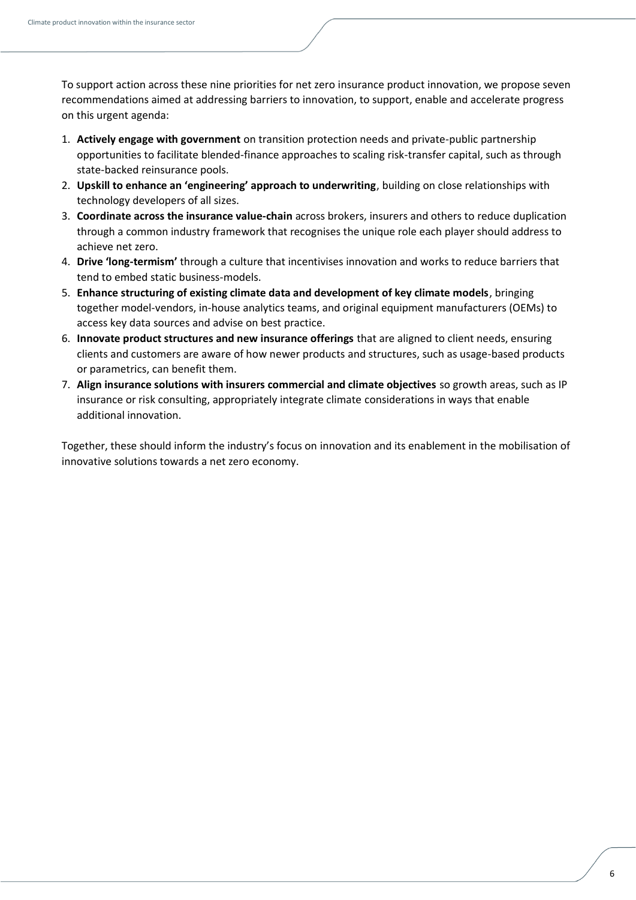To support action across these nine priorities for net zero insurance product innovation, we propose seven recommendations aimed at addressing barriers to innovation, to support, enable and accelerate progress on this urgent agenda:

1. **Actively engage with government** on transition protection needs and private-public partnership opportunities to facilitate blended-finance approaches to scaling risk-transfer capital, such as through state-backed reinsurance pools.
2. **Upskill to enhance an 'engineering' approach to underwriting**, building on close relationships with technology developers of all sizes.
3. **Coordinate across the insurance value-chain** across brokers, insurers and others to reduce duplication through a common industry framework that recognises the unique role each player should address to achieve net zero.
4. **Drive 'long-termism'** through a culture that incentivises innovation and works to reduce barriers that tend to embed static business-models.
5. **Enhance structuring of existing climate data and development of key climate models**, bringing together model-vendors, in-house analytics teams, and original equipment manufacturers (OEMs) to access key data sources and advise on best practice.
6. **Innovate product structures and new insurance offerings** that are aligned to client needs, ensuring clients and customers are aware of how newer products and structures, such as usage-based products or parametrics, can benefit them.
7. **Align insurance solutions with insurers commercial and climate objectives** so growth areas, such as IP insurance or risk consulting, appropriately integrate climate considerations in ways that enable additional innovation.

Together, these should inform the industry's focus on innovation and its enablement in the mobilisation of innovative solutions towards a net zero economy.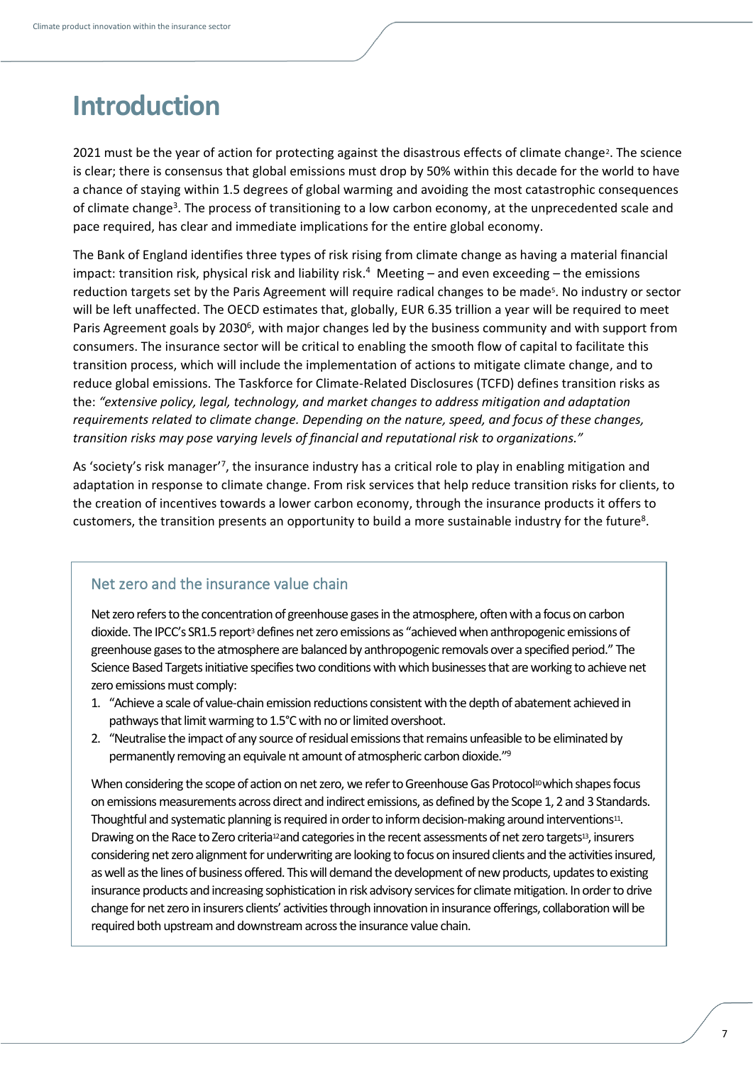# Introduction

2021 must be the year of action for protecting against the disastrous effects of climate change[2]. The science is clear; there is consensus that global emissions must drop by 50% within this decade for the world to have a chance of staying within 1.5 degrees of global warming and avoiding the most catastrophic consequences of climate change[3]. The process of transitioning to a low carbon economy, at the unprecedented scale and pace required, has clear and immediate implications for the entire global economy.

The Bank of England identifies three types of risk rising from climate change as having a material financial impact: transition risk, physical risk and liability risk.[4] Meeting – and even exceeding – the emissions reduction targets set by the Paris Agreement will require radical changes to be made[5]. No industry or sector will be left unaffected. The OECD estimates that, globally, EUR 6.35 trillion a year will be required to meet Paris Agreement goals by 2030[6], with major changes led by the business community and with support from consumers. The insurance sector will be critical to enabling the smooth flow of capital to facilitate this transition process, which will include the implementation of actions to mitigate climate change, and to reduce global emissions. The Taskforce for Climate-Related Disclosures (TCFD) defines transition risks as the: *"extensive policy, legal, technology, and market changes to address mitigation and adaptation requirements related to climate change. Depending on the nature, speed, and focus of these changes, transition risks may pose varying levels of financial and reputational risk to organizations."*

As 'society's risk manager'[7], the insurance industry has a critical role to play in enabling mitigation and adaptation in response to climate change. From risk services that help reduce transition risks for clients, to the creation of incentives towards a lower carbon economy, through the insurance products it offers to customers, the transition presents an opportunity to build a more sustainable industry for the future[8].

## Net zero and the insurance value chain

Net zero refers to the concentration of greenhouse gases in the atmosphere, often with a focus on carbon dioxide. The IPCC's SR1.5 report[3] defines net zero emissions as "achieved when anthropogenic emissions of greenhouse gases to the atmosphere are balanced by anthropogenic removals over a specified period." The Science Based Targets initiative specifies two conditions with which businesses that are working to achieve net zero emissions must comply:

1. "Achieve a scale of value-chain emission reductions consistent with the depth of abatement achieved in pathways that limit warming to 1.5°C with no or limited overshoot.
2. "Neutralise the impact of any source of residual emissions that remains unfeasible to be eliminated by permanently removing an equivale nt amount of atmospheric carbon dioxide."[9]

When considering the scope of action on net zero, we refer to Greenhouse Gas Protocol[10] which shapes focus on emissions measurements across direct and indirect emissions, as defined by the Scope 1, 2 and 3 Standards. Thoughtful and systematic planning is required in order to inform decision-making around interventions[11]. Drawing on the Race to Zero criteria[12] and categories in the recent assessments of net zero targets[13], insurers considering net zero alignment for underwriting are looking to focus on insured clients and the activities insured, as well as the lines of business offered. This will demand the development of new products, updates to existing insurance products and increasing sophistication in risk advisory services for climate mitigation. In order to drive change for net zero in insurers clients' activities through innovation in insurance offerings, collaboration will be required both upstream and downstream across the insurance value chain.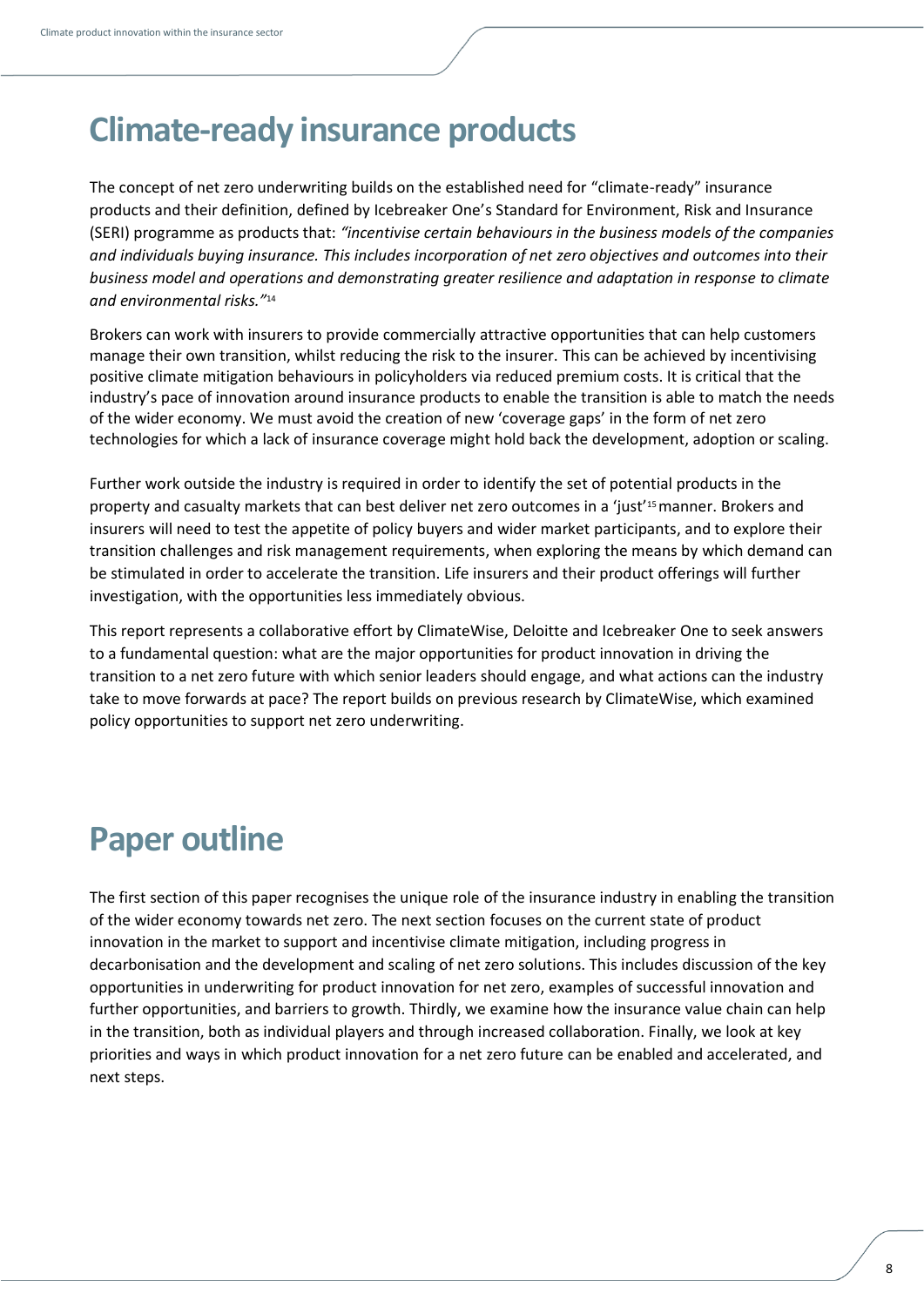# Climate-ready insurance products

The concept of net zero underwriting builds on the established need for "climate-ready" insurance products and their definition, defined by Icebreaker One's Standard for Environment, Risk and Insurance (SERI) programme as products that: *"incentivise certain behaviours in the business models of the companies and individuals buying insurance. This includes incorporation of net zero objectives and outcomes into their business model and operations and demonstrating greater resilience and adaptation in response to climate and environmental risks."*[14]

Brokers can work with insurers to provide commercially attractive opportunities that can help customers manage their own transition, whilst reducing the risk to the insurer. This can be achieved by incentivising positive climate mitigation behaviours in policyholders via reduced premium costs. It is critical that the industry's pace of innovation around insurance products to enable the transition is able to match the needs of the wider economy. We must avoid the creation of new 'coverage gaps' in the form of net zero technologies for which a lack of insurance coverage might hold back the development, adoption or scaling.

Further work outside the industry is required in order to identify the set of potential products in the property and casualty markets that can best deliver net zero outcomes in a 'just'[15] manner. Brokers and insurers will need to test the appetite of policy buyers and wider market participants, and to explore their transition challenges and risk management requirements, when exploring the means by which demand can be stimulated in order to accelerate the transition. Life insurers and their product offerings will further investigation, with the opportunities less immediately obvious.

This report represents a collaborative effort by ClimateWise, Deloitte and Icebreaker One to seek answers to a fundamental question: what are the major opportunities for product innovation in driving the transition to a net zero future with which senior leaders should engage, and what actions can the industry take to move forwards at pace? The report builds on previous research by ClimateWise, which examined policy opportunities to support net zero underwriting.

# Paper outline

The first section of this paper recognises the unique role of the insurance industry in enabling the transition of the wider economy towards net zero. The next section focuses on the current state of product innovation in the market to support and incentivise climate mitigation, including progress in decarbonisation and the development and scaling of net zero solutions. This includes discussion of the key opportunities in underwriting for product innovation for net zero, examples of successful innovation and further opportunities, and barriers to growth. Thirdly, we examine how the insurance value chain can help in the transition, both as individual players and through increased collaboration. Finally, we look at key priorities and ways in which product innovation for a net zero future can be enabled and accelerated, and next steps.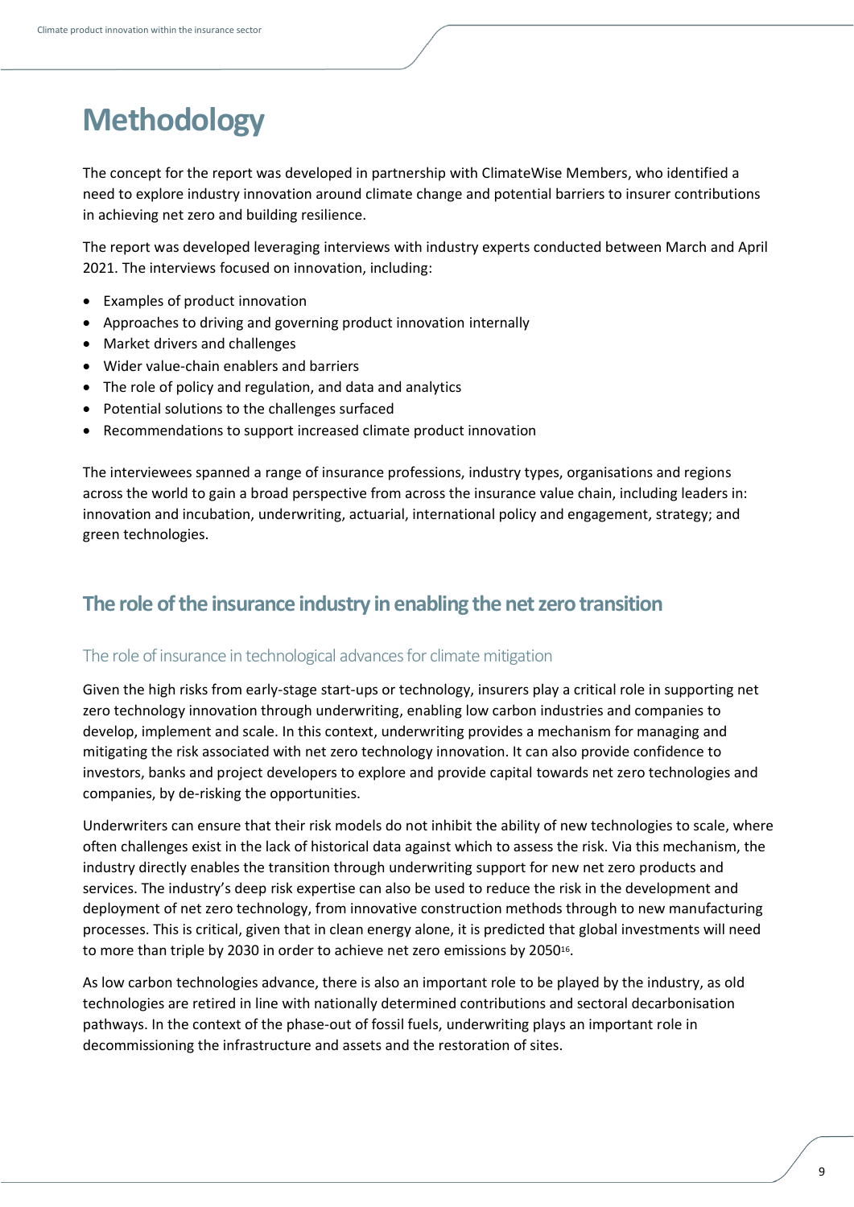# Methodology

The concept for the report was developed in partnership with ClimateWise Members, who identified a need to explore industry innovation around climate change and potential barriers to insurer contributions in achieving net zero and building resilience.

The report was developed leveraging interviews with industry experts conducted between March and April 2021. The interviews focused on innovation, including:

- Examples of product innovation
- Approaches to driving and governing product innovation internally
- Market drivers and challenges
- Wider value-chain enablers and barriers
- The role of policy and regulation, and data and analytics
- Potential solutions to the challenges surfaced
- Recommendations to support increased climate product innovation

The interviewees spanned a range of insurance professions, industry types, organisations and regions across the world to gain a broad perspective from across the insurance value chain, including leaders in: innovation and incubation, underwriting, actuarial, international policy and engagement, strategy; and green technologies.

## The role of the insurance industry in enabling the net zero transition

### The role of insurance in technological advances for climate mitigation

Given the high risks from early-stage start-ups or technology, insurers play a critical role in supporting net zero technology innovation through underwriting, enabling low carbon industries and companies to develop, implement and scale. In this context, underwriting provides a mechanism for managing and mitigating the risk associated with net zero technology innovation. It can also provide confidence to investors, banks and project developers to explore and provide capital towards net zero technologies and companies, by de-risking the opportunities.

Underwriters can ensure that their risk models do not inhibit the ability of new technologies to scale, where often challenges exist in the lack of historical data against which to assess the risk. Via this mechanism, the industry directly enables the transition through underwriting support for new net zero products and services. The industry's deep risk expertise can also be used to reduce the risk in the development and deployment of net zero technology, from innovative construction methods through to new manufacturing processes. This is critical, given that in clean energy alone, it is predicted that global investments will need to more than triple by 2030 in order to achieve net zero emissions by 2050[16].

As low carbon technologies advance, there is also an important role to be played by the industry, as old technologies are retired in line with nationally determined contributions and sectoral decarbonisation pathways. In the context of the phase-out of fossil fuels, underwriting plays an important role in decommissioning the infrastructure and assets and the restoration of sites.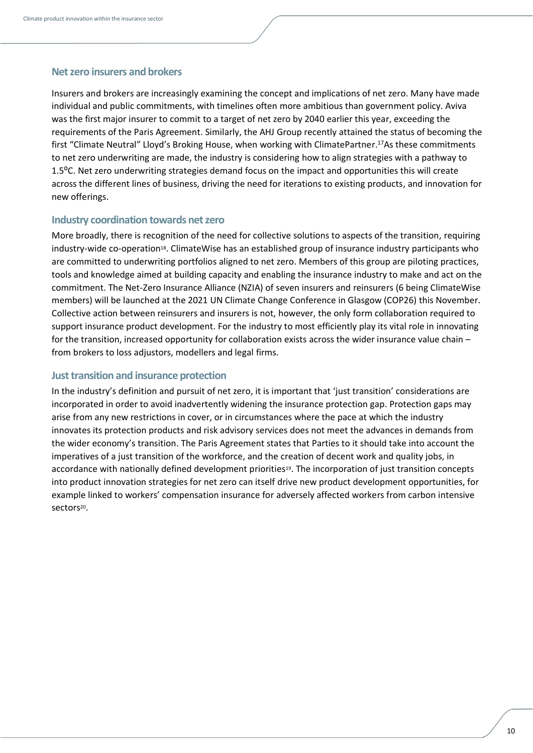## Net zero insurers and brokers

Insurers and brokers are increasingly examining the concept and implications of net zero. Many have made individual and public commitments, with timelines often more ambitious than government policy. Aviva was the first major insurer to commit to a target of net zero by 2040 earlier this year, exceeding the requirements of the Paris Agreement. Similarly, the AHJ Group recently attained the status of becoming the first "Climate Neutral" Lloyd's Broking House, when working with ClimatePartner.[17] As these commitments to net zero underwriting are made, the industry is considering how to align strategies with a pathway to 1.5⁰C. Net zero underwriting strategies demand focus on the impact and opportunities this will create across the different lines of business, driving the need for iterations to existing products, and innovation for new offerings.

## Industry coordination towards net zero

More broadly, there is recognition of the need for collective solutions to aspects of the transition, requiring industry-wide co-operation[18]. ClimateWise has an established group of insurance industry participants who are committed to underwriting portfolios aligned to net zero. Members of this group are piloting practices, tools and knowledge aimed at building capacity and enabling the insurance industry to make and act on the commitment. The Net-Zero Insurance Alliance (NZIA) of seven insurers and reinsurers (6 being ClimateWise members) will be launched at the 2021 UN Climate Change Conference in Glasgow (COP26) this November. Collective action between reinsurers and insurers is not, however, the only form collaboration required to support insurance product development. For the industry to most efficiently play its vital role in innovating for the transition, increased opportunity for collaboration exists across the wider insurance value chain – from brokers to loss adjustors, modellers and legal firms.

## Just transition and insurance protection

In the industry's definition and pursuit of net zero, it is important that 'just transition' considerations are incorporated in order to avoid inadvertently widening the insurance protection gap. Protection gaps may arise from any new restrictions in cover, or in circumstances where the pace at which the industry innovates its protection products and risk advisory services does not meet the advances in demands from the wider economy's transition. The Paris Agreement states that Parties to it should take into account the imperatives of a just transition of the workforce, and the creation of decent work and quality jobs, in accordance with nationally defined development priorities[19]. The incorporation of just transition concepts into product innovation strategies for net zero can itself drive new product development opportunities, for example linked to workers' compensation insurance for adversely affected workers from carbon intensive sectors[20].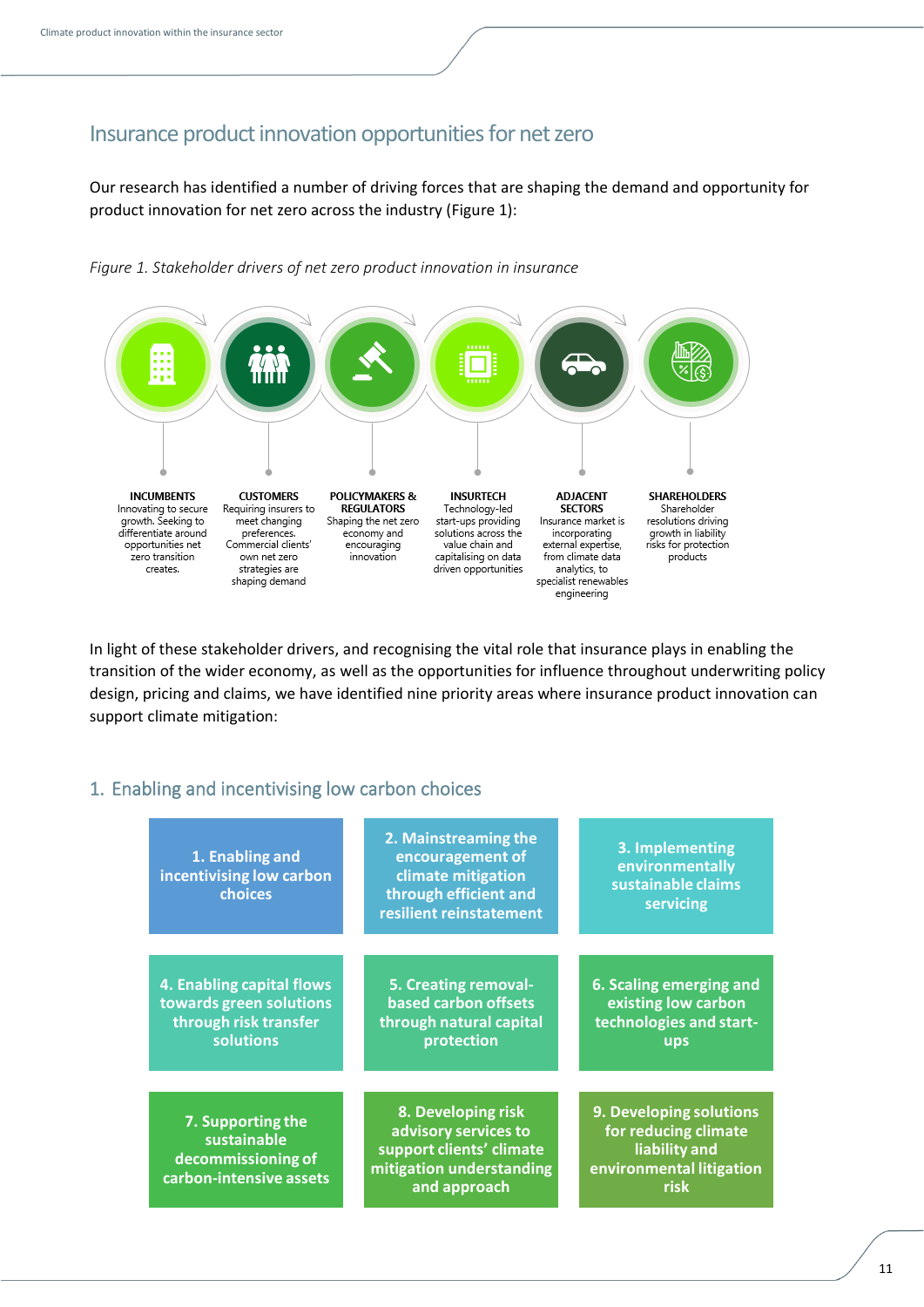## Insurance product innovation opportunities for net zero

Our research has identified a number of driving forces that are shaping the demand and opportunity for product innovation for net zero across the industry (Figure 1):

*Figure 1. Stakeholder drivers of net zero product innovation in insurance*

**INCUMBENTS**
Innovating to secure growth. Seeking to differentiate around opportunities net zero transition creates.

**CUSTOMERS**
Requiring insurers to meet changing preferences. Commercial clients' own net zero strategies are shaping demand

**POLICYMAKERS & REGULATORS**
Shaping the net zero economy and encouraging innovation

**INSURTECH**
Technology-led start-ups providing solutions across the value chain and capitalising on data driven opportunities

**ADJACENT SECTORS**
Insurance market is incorporating external expertise, from climate data analytics, to specialist renewables engineering

**SHAREHOLDERS**
Shareholder resolutions driving growth in liability risks for protection products

In light of these stakeholder drivers, and recognising the vital role that insurance plays in enabling the transition of the wider economy, as well as the opportunities for influence throughout underwriting policy design, pricing and claims, we have identified nine priority areas where insurance product innovation can support climate mitigation:

### 1. Enabling and incentivising low carbon choices

| | | |
|---|---|---|
| 1. Enabling and incentivising low carbon choices | 2. Mainstreaming the encouragement of climate mitigation through efficient and resilient reinstatement | 3. Implementing environmentally sustainable claims servicing |
| 4. Enabling capital flows towards green solutions through risk transfer solutions | 5. Creating removal-based carbon offsets through natural capital protection | 6. Scaling emerging and existing low carbon technologies and start-ups |
| 7. Supporting the sustainable decommissioning of carbon-intensive assets | 8. Developing risk advisory services to support clients' climate mitigation understanding and approach | 9. Developing solutions for reducing climate liability and environmental litigation risk |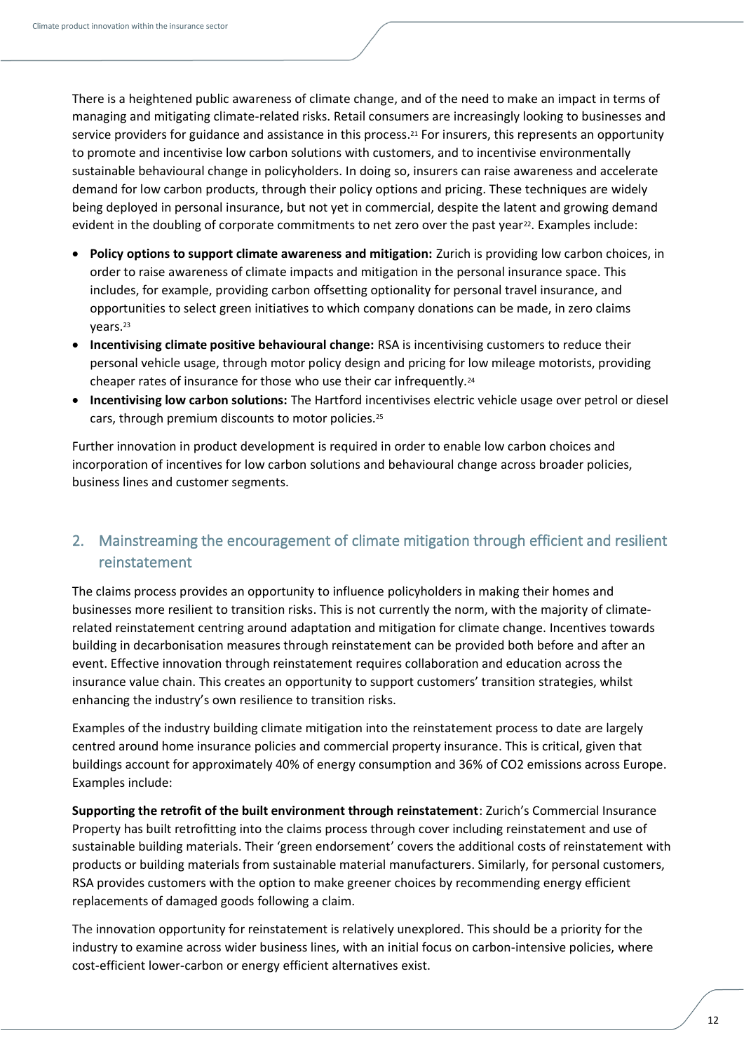There is a heightened public awareness of climate change, and of the need to make an impact in terms of managing and mitigating climate-related risks. Retail consumers are increasingly looking to businesses and service providers for guidance and assistance in this process.[21] For insurers, this represents an opportunity to promote and incentivise low carbon solutions with customers, and to incentivise environmentally sustainable behavioural change in policyholders. In doing so, insurers can raise awareness and accelerate demand for low carbon products, through their policy options and pricing. These techniques are widely being deployed in personal insurance, but not yet in commercial, despite the latent and growing demand evident in the doubling of corporate commitments to net zero over the past year[22]. Examples include:

- **Policy options to support climate awareness and mitigation:** Zurich is providing low carbon choices, in order to raise awareness of climate impacts and mitigation in the personal insurance space. This includes, for example, providing carbon offsetting optionality for personal travel insurance, and opportunities to select green initiatives to which company donations can be made, in zero claims years.[23]
- **Incentivising climate positive behavioural change:** RSA is incentivising customers to reduce their personal vehicle usage, through motor policy design and pricing for low mileage motorists, providing cheaper rates of insurance for those who use their car infrequently.[24]
- **Incentivising low carbon solutions:** The Hartford incentivises electric vehicle usage over petrol or diesel cars, through premium discounts to motor policies.[25]

Further innovation in product development is required in order to enable low carbon choices and incorporation of incentives for low carbon solutions and behavioural change across broader policies, business lines and customer segments.

## 2. Mainstreaming the encouragement of climate mitigation through efficient and resilient reinstatement

The claims process provides an opportunity to influence policyholders in making their homes and businesses more resilient to transition risks. This is not currently the norm, with the majority of climate-related reinstatement centring around adaptation and mitigation for climate change. Incentives towards building in decarbonisation measures through reinstatement can be provided both before and after an event. Effective innovation through reinstatement requires collaboration and education across the insurance value chain. This creates an opportunity to support customers' transition strategies, whilst enhancing the industry's own resilience to transition risks.

Examples of the industry building climate mitigation into the reinstatement process to date are largely centred around home insurance policies and commercial property insurance. This is critical, given that buildings account for approximately 40% of energy consumption and 36% of $CO_2$ emissions across Europe. Examples include:

**Supporting the retrofit of the built environment through reinstatement**: Zurich's Commercial Insurance Property has built retrofitting into the claims process through cover including reinstatement and use of sustainable building materials. Their 'green endorsement' covers the additional costs of reinstatement with products or building materials from sustainable material manufacturers. Similarly, for personal customers, RSA provides customers with the option to make greener choices by recommending energy efficient replacements of damaged goods following a claim.

The innovation opportunity for reinstatement is relatively unexplored. This should be a priority for the industry to examine across wider business lines, with an initial focus on carbon-intensive policies, where cost-efficient lower-carbon or energy efficient alternatives exist.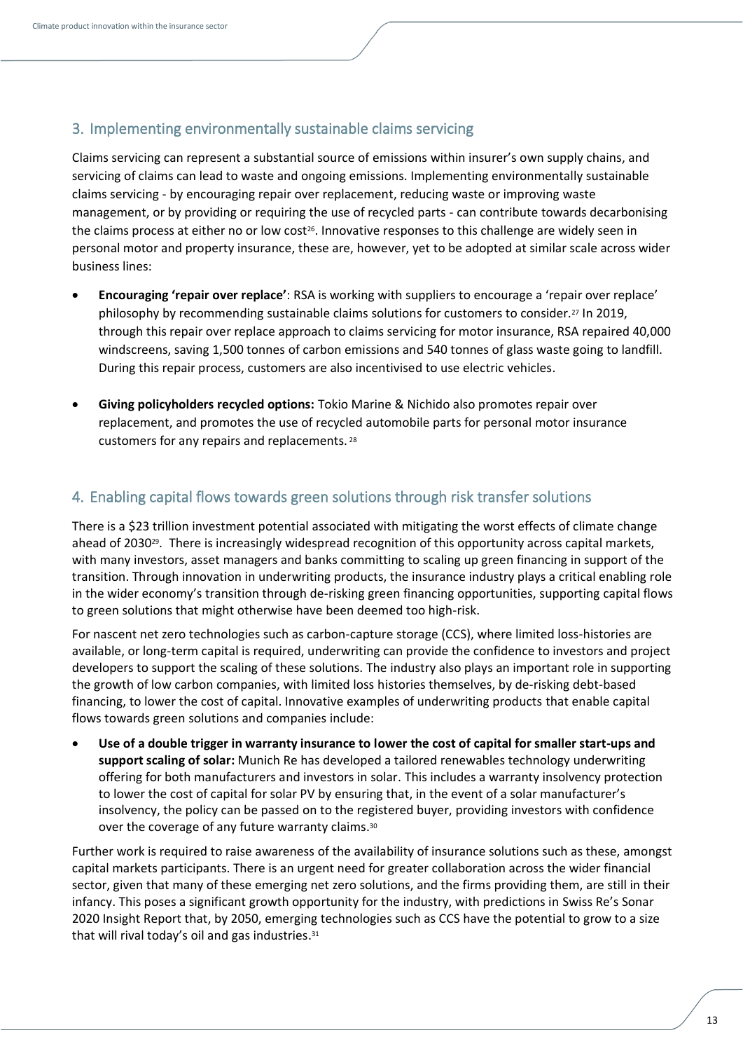## 3. Implementing environmentally sustainable claims servicing

Claims servicing can represent a substantial source of emissions within insurer's own supply chains, and servicing of claims can lead to waste and ongoing emissions. Implementing environmentally sustainable claims servicing - by encouraging repair over replacement, reducing waste or improving waste management, or by providing or requiring the use of recycled parts - can contribute towards decarbonising the claims process at either no or low cost[26]. Innovative responses to this challenge are widely seen in personal motor and property insurance, these are, however, yet to be adopted at similar scale across wider business lines:

- **Encouraging 'repair over replace'**: RSA is working with suppliers to encourage a 'repair over replace' philosophy by recommending sustainable claims solutions for customers to consider.[27] In 2019, through this repair over replace approach to claims servicing for motor insurance, RSA repaired 40,000 windscreens, saving 1,500 tonnes of carbon emissions and 540 tonnes of glass waste going to landfill. During this repair process, customers are also incentivised to use electric vehicles.

- **Giving policyholders recycled options:** Tokio Marine & Nichido also promotes repair over replacement, and promotes the use of recycled automobile parts for personal motor insurance customers for any repairs and replacements. [28]

## 4. Enabling capital flows towards green solutions through risk transfer solutions

There is a $23 trillion investment potential associated with mitigating the worst effects of climate change ahead of 2030[29]. There is increasingly widespread recognition of this opportunity across capital markets, with many investors, asset managers and banks committing to scaling up green financing in support of the transition. Through innovation in underwriting products, the insurance industry plays a critical enabling role in the wider economy's transition through de-risking green financing opportunities, supporting capital flows to green solutions that might otherwise have been deemed too high-risk.

For nascent net zero technologies such as carbon-capture storage (CCS), where limited loss-histories are available, or long-term capital is required, underwriting can provide the confidence to investors and project developers to support the scaling of these solutions. The industry also plays an important role in supporting the growth of low carbon companies, with limited loss histories themselves, by de-risking debt-based financing, to lower the cost of capital. Innovative examples of underwriting products that enable capital flows towards green solutions and companies include:

- **Use of a double trigger in warranty insurance to lower the cost of capital for smaller start-ups and support scaling of solar:** Munich Re has developed a tailored renewables technology underwriting offering for both manufacturers and investors in solar. This includes a warranty insolvency protection to lower the cost of capital for solar PV by ensuring that, in the event of a solar manufacturer's insolvency, the policy can be passed on to the registered buyer, providing investors with confidence over the coverage of any future warranty claims.[30]

Further work is required to raise awareness of the availability of insurance solutions such as these, amongst capital markets participants. There is an urgent need for greater collaboration across the wider financial sector, given that many of these emerging net zero solutions, and the firms providing them, are still in their infancy. This poses a significant growth opportunity for the industry, with predictions in Swiss Re's Sonar 2020 Insight Report that, by 2050, emerging technologies such as CCS have the potential to grow to a size that will rival today's oil and gas industries.[31]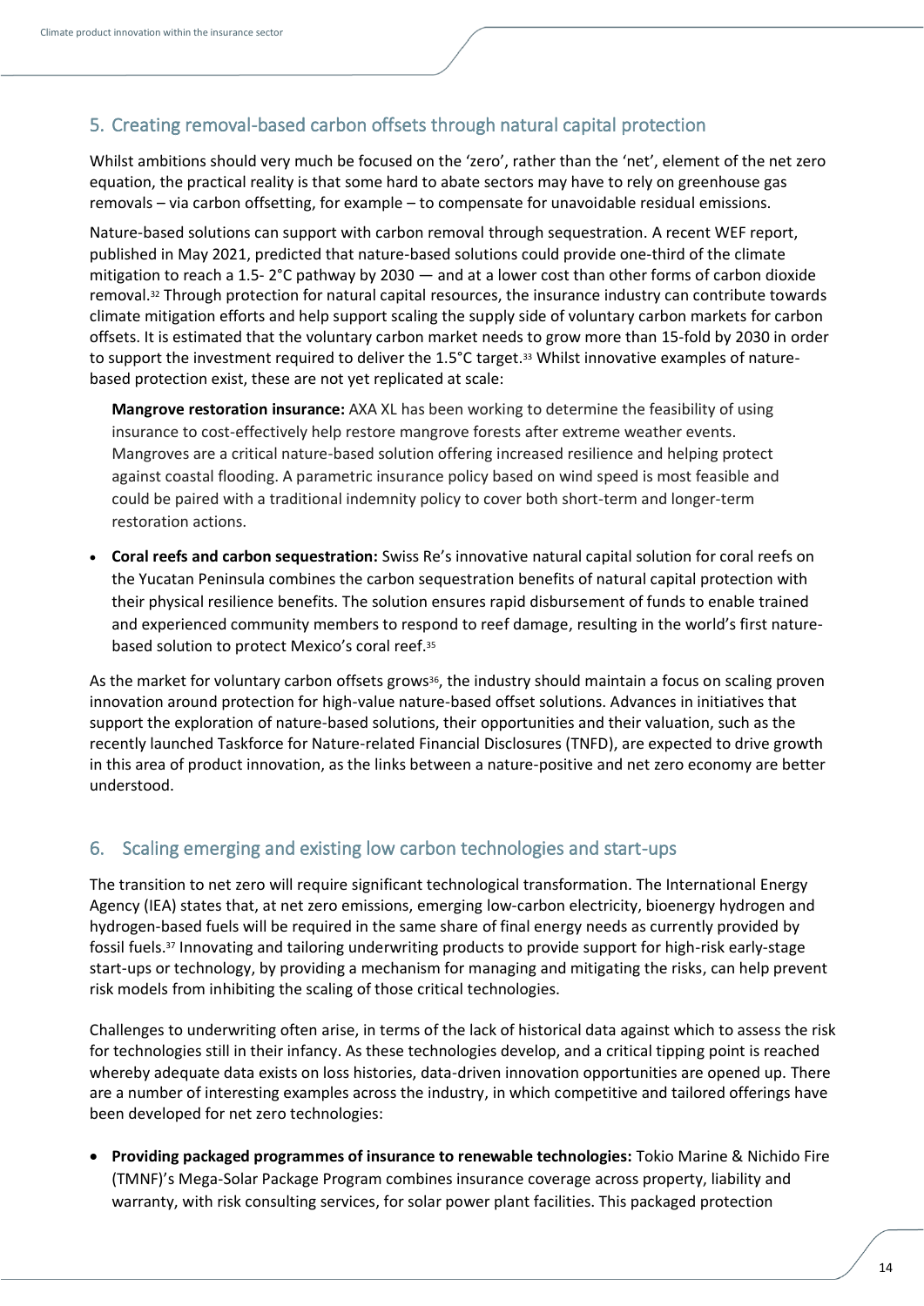## 5. Creating removal-based carbon offsets through natural capital protection

Whilst ambitions should very much be focused on the 'zero', rather than the 'net', element of the net zero equation, the practical reality is that some hard to abate sectors may have to rely on greenhouse gas removals – via carbon offsetting, for example – to compensate for unavoidable residual emissions.

Nature-based solutions can support with carbon removal through sequestration. A recent WEF report, published in May 2021, predicted that nature-based solutions could provide one-third of the climate mitigation to reach a 1.5- 2°C pathway by 2030 — and at a lower cost than other forms of carbon dioxide removal.[32] Through protection for natural capital resources, the insurance industry can contribute towards climate mitigation efforts and help support scaling the supply side of voluntary carbon markets for carbon offsets. It is estimated that the voluntary carbon market needs to grow more than 15-fold by 2030 in order to support the investment required to deliver the 1.5°C target.[33] Whilst innovative examples of nature-based protection exist, these are not yet replicated at scale:

**Mangrove restoration insurance:** AXA XL has been working to determine the feasibility of using insurance to cost-effectively help restore mangrove forests after extreme weather events. Mangroves are a critical nature-based solution offering increased resilience and helping protect against coastal flooding. A parametric insurance policy based on wind speed is most feasible and could be paired with a traditional indemnity policy to cover both short-term and longer-term restoration actions.

- **Coral reefs and carbon sequestration:** Swiss Re's innovative natural capital solution for coral reefs on the Yucatan Peninsula combines the carbon sequestration benefits of natural capital protection with their physical resilience benefits. The solution ensures rapid disbursement of funds to enable trained and experienced community members to respond to reef damage, resulting in the world's first nature-based solution to protect Mexico's coral reef.[35]

As the market for voluntary carbon offsets grows[36], the industry should maintain a focus on scaling proven innovation around protection for high-value nature-based offset solutions. Advances in initiatives that support the exploration of nature-based solutions, their opportunities and their valuation, such as the recently launched Taskforce for Nature-related Financial Disclosures (TNFD), are expected to drive growth in this area of product innovation, as the links between a nature-positive and net zero economy are better understood.

## 6. Scaling emerging and existing low carbon technologies and start-ups

The transition to net zero will require significant technological transformation. The International Energy Agency (IEA) states that, at net zero emissions, emerging low-carbon electricity, bioenergy hydrogen and hydrogen-based fuels will be required in the same share of final energy needs as currently provided by fossil fuels.[37] Innovating and tailoring underwriting products to provide support for high-risk early-stage start-ups or technology, by providing a mechanism for managing and mitigating the risks, can help prevent risk models from inhibiting the scaling of those critical technologies.

Challenges to underwriting often arise, in terms of the lack of historical data against which to assess the risk for technologies still in their infancy. As these technologies develop, and a critical tipping point is reached whereby adequate data exists on loss histories, data-driven innovation opportunities are opened up. There are a number of interesting examples across the industry, in which competitive and tailored offerings have been developed for net zero technologies:

- **Providing packaged programmes of insurance to renewable technologies:** Tokio Marine & Nichido Fire (TMNF)'s Mega-Solar Package Program combines insurance coverage across property, liability and warranty, with risk consulting services, for solar power plant facilities. This packaged protection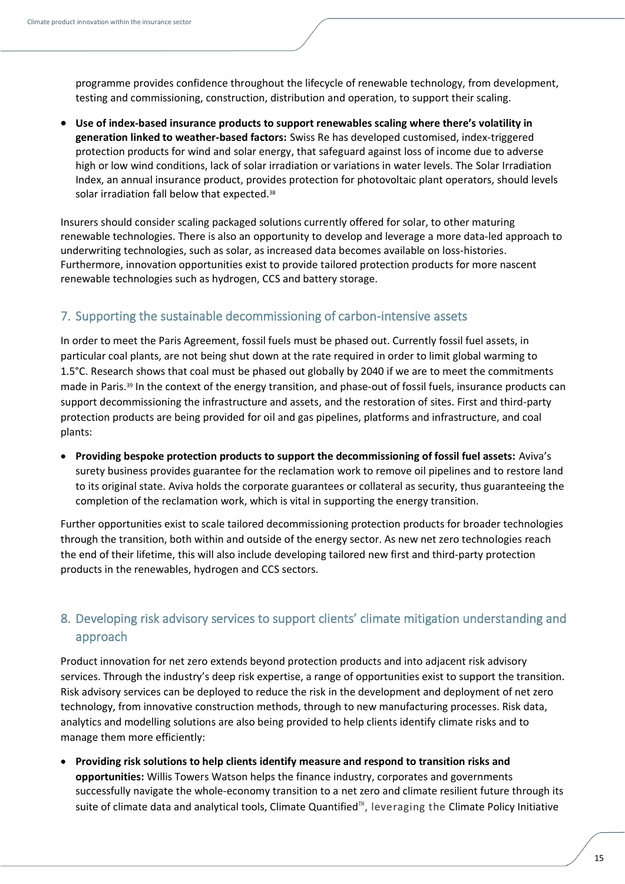programme provides confidence throughout the lifecycle of renewable technology, from development, testing and commissioning, construction, distribution and operation, to support their scaling.

- **Use of index-based insurance products to support renewables scaling where there's volatility in generation linked to weather-based factors:** Swiss Re has developed customised, index-triggered protection products for wind and solar energy, that safeguard against loss of income due to adverse high or low wind conditions, lack of solar irradiation or variations in water levels. The Solar Irradiation Index, an annual insurance product, provides protection for photovoltaic plant operators, should levels solar irradiation fall below that expected.[38]

Insurers should consider scaling packaged solutions currently offered for solar, to other maturing renewable technologies. There is also an opportunity to develop and leverage a more data-led approach to underwriting technologies, such as solar, as increased data becomes available on loss-histories. Furthermore, innovation opportunities exist to provide tailored protection products for more nascent renewable technologies such as hydrogen, CCS and battery storage.

## 7. Supporting the sustainable decommissioning of carbon-intensive assets

In order to meet the Paris Agreement, fossil fuels must be phased out. Currently fossil fuel assets, in particular coal plants, are not being shut down at the rate required in order to limit global warming to 1.5°C. Research shows that coal must be phased out globally by 2040 if we are to meet the commitments made in Paris.[39] In the context of the energy transition, and phase-out of fossil fuels, insurance products can support decommissioning the infrastructure and assets, and the restoration of sites. First and third-party protection products are being provided for oil and gas pipelines, platforms and infrastructure, and coal plants:

- **Providing bespoke protection products to support the decommissioning of fossil fuel assets:** Aviva's surety business provides guarantee for the reclamation work to remove oil pipelines and to restore land to its original state. Aviva holds the corporate guarantees or collateral as security, thus guaranteeing the completion of the reclamation work, which is vital in supporting the energy transition.

Further opportunities exist to scale tailored decommissioning protection products for broader technologies through the transition, both within and outside of the energy sector. As new net zero technologies reach the end of their lifetime, this will also include developing tailored new first and third-party protection products in the renewables, hydrogen and CCS sectors.

## 8. Developing risk advisory services to support clients' climate mitigation understanding and approach

Product innovation for net zero extends beyond protection products and into adjacent risk advisory services. Through the industry's deep risk expertise, a range of opportunities exist to support the transition. Risk advisory services can be deployed to reduce the risk in the development and deployment of net zero technology, from innovative construction methods, through to new manufacturing processes. Risk data, analytics and modelling solutions are also being provided to help clients identify climate risks and to manage them more efficiently:

- **Providing risk solutions to help clients identify measure and respond to transition risks and opportunities:** Willis Towers Watson helps the finance industry, corporates and governments successfully navigate the whole-economy transition to a net zero and climate resilient future through its suite of climate data and analytical tools, Climate Quantified™, leveraging the Climate Policy Initiative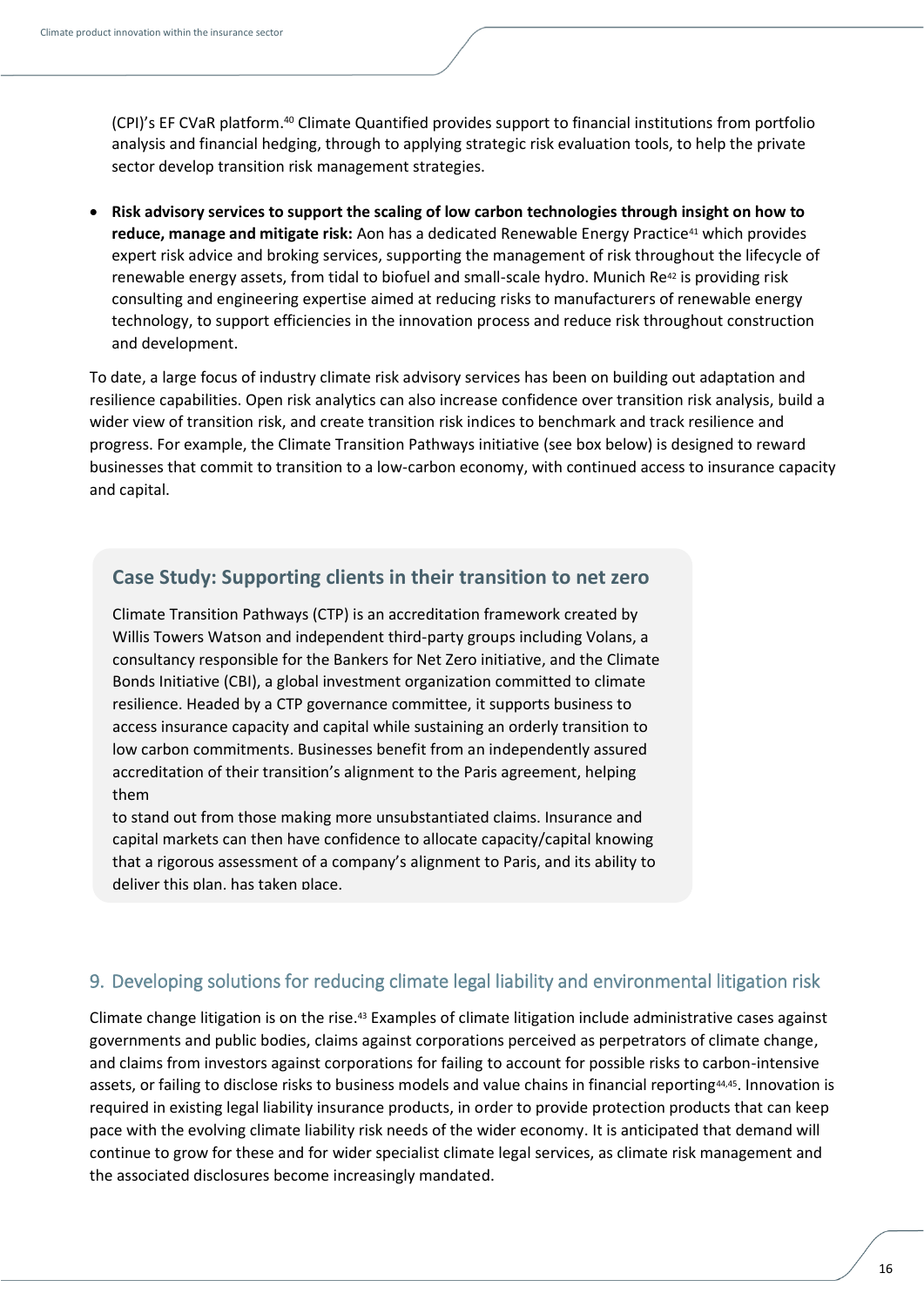(CPI)'s EF CVaR platform.[40] Climate Quantified provides support to financial institutions from portfolio analysis and financial hedging, through to applying strategic risk evaluation tools, to help the private sector develop transition risk management strategies.

- **Risk advisory services to support the scaling of low carbon technologies through insight on how to reduce, manage and mitigate risk:** Aon has a dedicated Renewable Energy Practice[41] which provides expert risk advice and broking services, supporting the management of risk throughout the lifecycle of renewable energy assets, from tidal to biofuel and small-scale hydro. Munich Re[42] is providing risk consulting and engineering expertise aimed at reducing risks to manufacturers of renewable energy technology, to support efficiencies in the innovation process and reduce risk throughout construction and development.

To date, a large focus of industry climate risk advisory services has been on building out adaptation and resilience capabilities. Open risk analytics can also increase confidence over transition risk analysis, build a wider view of transition risk, and create transition risk indices to benchmark and track resilience and progress. For example, the Climate Transition Pathways initiative (see box below) is designed to reward businesses that commit to transition to a low-carbon economy, with continued access to insurance capacity and capital.

### Case Study: Supporting clients in their transition to net zero

Climate Transition Pathways (CTP) is an accreditation framework created by Willis Towers Watson and independent third-party groups including Volans, a consultancy responsible for the Bankers for Net Zero initiative, and the Climate Bonds Initiative (CBI), a global investment organization committed to climate resilience. Headed by a CTP governance committee, it supports business to access insurance capacity and capital while sustaining an orderly transition to low carbon commitments. Businesses benefit from an independently assured accreditation of their transition's alignment to the Paris agreement, helping them to stand out from those making more unsubstantiated claims. Insurance and capital markets can then have confidence to allocate capacity/capital knowing that a rigorous assessment of a company's alignment to Paris, and its ability to deliver this plan, has taken place.

## 9. Developing solutions for reducing climate legal liability and environmental litigation risk

Climate change litigation is on the rise.[43] Examples of climate litigation include administrative cases against governments and public bodies, claims against corporations perceived as perpetrators of climate change, and claims from investors against corporations for failing to account for possible risks to carbon-intensive assets, or failing to disclose risks to business models and value chains in financial reporting[44,45]. Innovation is required in existing legal liability insurance products, in order to provide protection products that can keep pace with the evolving climate liability risk needs of the wider economy. It is anticipated that demand will continue to grow for these and for wider specialist climate legal services, as climate risk management and the associated disclosures become increasingly mandated.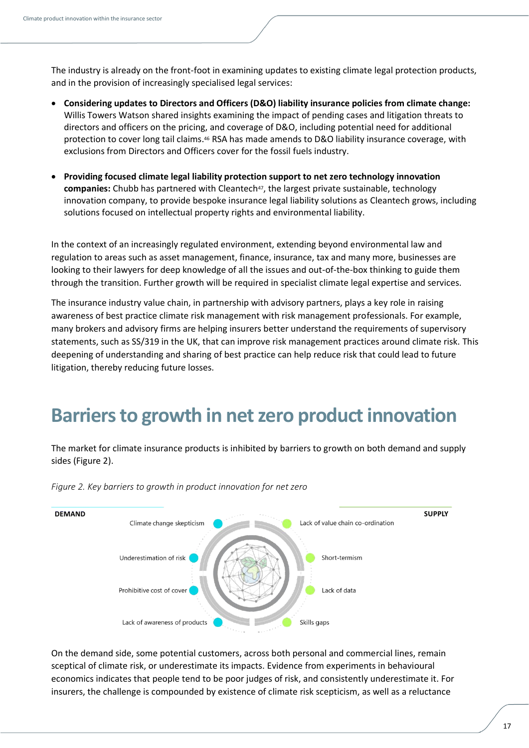The industry is already on the front-foot in examining updates to existing climate legal protection products, and in the provision of increasingly specialised legal services:

- **Considering updates to Directors and Officers (D&O) liability insurance policies from climate change:** Willis Towers Watson shared insights examining the impact of pending cases and litigation threats to directors and officers on the pricing, and coverage of D&O, including potential need for additional protection to cover long tail claims.[46] RSA has made amends to D&O liability insurance coverage, with exclusions from Directors and Officers cover for the fossil fuels industry.

- **Providing focused climate legal liability protection support to net zero technology innovation companies:** Chubb has partnered with Cleantech[47], the largest private sustainable, technology innovation company, to provide bespoke insurance legal liability solutions as Cleantech grows, including solutions focused on intellectual property rights and environmental liability.

In the context of an increasingly regulated environment, extending beyond environmental law and regulation to areas such as asset management, finance, insurance, tax and many more, businesses are looking to their lawyers for deep knowledge of all the issues and out-of-the-box thinking to guide them through the transition. Further growth will be required in specialist climate legal expertise and services.

The insurance industry value chain, in partnership with advisory partners, plays a key role in raising awareness of best practice climate risk management with risk management professionals. For example, many brokers and advisory firms are helping insurers better understand the requirements of supervisory statements, such as SS/319 in the UK, that can improve risk management practices around climate risk. This deepening of understanding and sharing of best practice can help reduce risk that could lead to future litigation, thereby reducing future losses.

# Barriers to growth in net zero product innovation

The market for climate insurance products is inhibited by barriers to growth on both demand and supply sides (Figure 2).

*Figure 2. Key barriers to growth in product innovation for net zero*

DEMAND

Climate change skepticism

Underestimation of risk

Prohibitive cost of cover

Lack of awareness of products

SUPPLY

Lack of value chain co-ordination

Short-termism

Lack of data

Skills gaps

On the demand side, some potential customers, across both personal and commercial lines, remain sceptical of climate risk, or underestimate its impacts. Evidence from experiments in behavioural economics indicates that people tend to be poor judges of risk, and consistently underestimate it. For insurers, the challenge is compounded by existence of climate risk scepticism, as well as a reluctance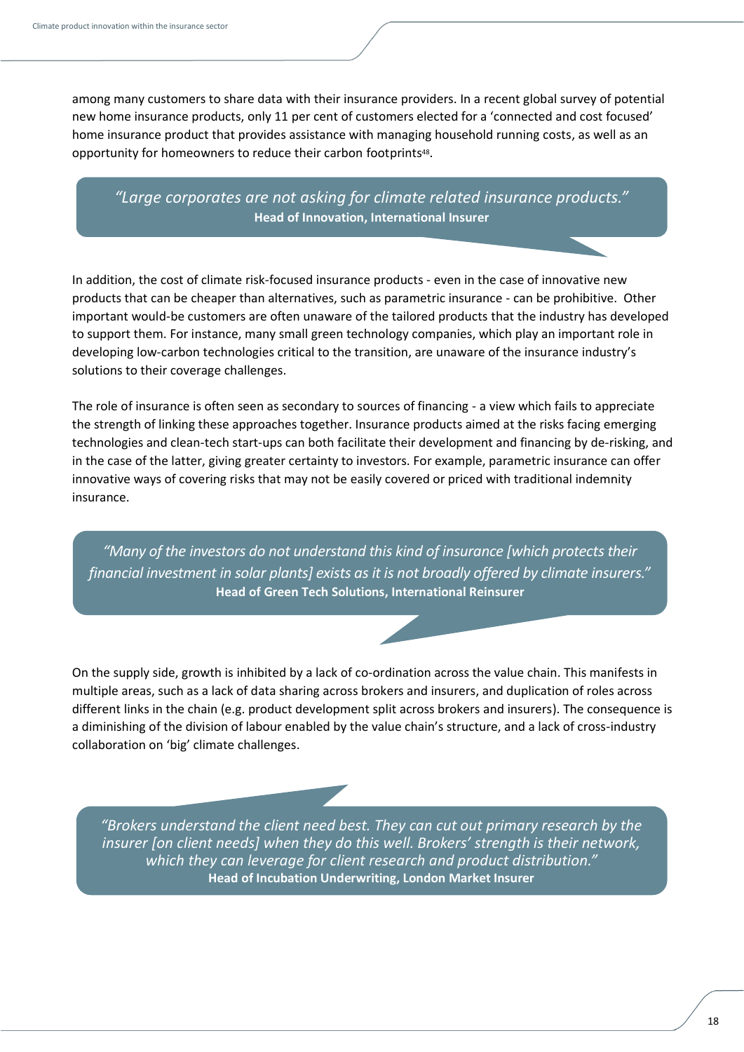among many customers to share data with their insurance providers. In a recent global survey of potential new home insurance products, only 11 per cent of customers elected for a 'connected and cost focused' home insurance product that provides assistance with managing household running costs, as well as an opportunity for homeowners to reduce their carbon footprints[48].

> *"Large corporates are not asking for climate related insurance products."*
> **Head of Innovation, International Insurer**

In addition, the cost of climate risk-focused insurance products - even in the case of innovative new products that can be cheaper than alternatives, such as parametric insurance - can be prohibitive. Other important would-be customers are often unaware of the tailored products that the industry has developed to support them. For instance, many small green technology companies, which play an important role in developing low-carbon technologies critical to the transition, are unaware of the insurance industry's solutions to their coverage challenges.

The role of insurance is often seen as secondary to sources of financing - a view which fails to appreciate the strength of linking these approaches together. Insurance products aimed at the risks facing emerging technologies and clean-tech start-ups can both facilitate their development and financing by de-risking, and in the case of the latter, giving greater certainty to investors. For example, parametric insurance can offer innovative ways of covering risks that may not be easily covered or priced with traditional indemnity insurance.

> *"Many of the investors do not understand this kind of insurance [which protects their financial investment in solar plants] exists as it is not broadly offered by climate insurers."*
> **Head of Green Tech Solutions, International Reinsurer**

On the supply side, growth is inhibited by a lack of co-ordination across the value chain. This manifests in multiple areas, such as a lack of data sharing across brokers and insurers, and duplication of roles across different links in the chain (e.g. product development split across brokers and insurers). The consequence is a diminishing of the division of labour enabled by the value chain's structure, and a lack of cross-industry collaboration on 'big' climate challenges.

> *"Brokers understand the client need best. They can cut out primary research by the insurer [on client needs] when they do this well. Brokers' strength is their network, which they can leverage for client research and product distribution."*
> **Head of Incubation Underwriting, London Market Insurer**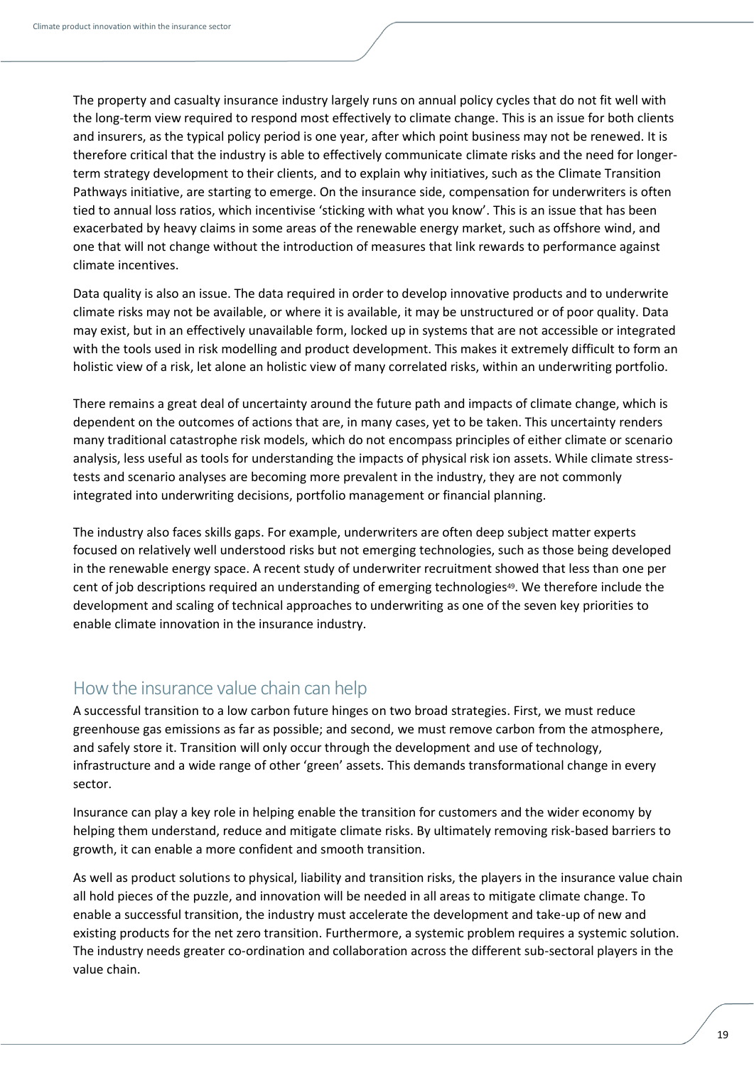The property and casualty insurance industry largely runs on annual policy cycles that do not fit well with the long-term view required to respond most effectively to climate change. This is an issue for both clients and insurers, as the typical policy period is one year, after which point business may not be renewed. It is therefore critical that the industry is able to effectively communicate climate risks and the need for longer-term strategy development to their clients, and to explain why initiatives, such as the Climate Transition Pathways initiative, are starting to emerge. On the insurance side, compensation for underwriters is often tied to annual loss ratios, which incentivise 'sticking with what you know'. This is an issue that has been exacerbated by heavy claims in some areas of the renewable energy market, such as offshore wind, and one that will not change without the introduction of measures that link rewards to performance against climate incentives.

Data quality is also an issue. The data required in order to develop innovative products and to underwrite climate risks may not be available, or where it is available, it may be unstructured or of poor quality. Data may exist, but in an effectively unavailable form, locked up in systems that are not accessible or integrated with the tools used in risk modelling and product development. This makes it extremely difficult to form an holistic view of a risk, let alone an holistic view of many correlated risks, within an underwriting portfolio.

There remains a great deal of uncertainty around the future path and impacts of climate change, which is dependent on the outcomes of actions that are, in many cases, yet to be taken. This uncertainty renders many traditional catastrophe risk models, which do not encompass principles of either climate or scenario analysis, less useful as tools for understanding the impacts of physical risk ion assets. While climate stress-tests and scenario analyses are becoming more prevalent in the industry, they are not commonly integrated into underwriting decisions, portfolio management or financial planning.

The industry also faces skills gaps. For example, underwriters are often deep subject matter experts focused on relatively well understood risks but not emerging technologies, such as those being developed in the renewable energy space. A recent study of underwriter recruitment showed that less than one per cent of job descriptions required an understanding of emerging technologies[49]. We therefore include the development and scaling of technical approaches to underwriting as one of the seven key priorities to enable climate innovation in the insurance industry.

## How the insurance value chain can help

A successful transition to a low carbon future hinges on two broad strategies. First, we must reduce greenhouse gas emissions as far as possible; and second, we must remove carbon from the atmosphere, and safely store it. Transition will only occur through the development and use of technology, infrastructure and a wide range of other 'green' assets. This demands transformational change in every sector.

Insurance can play a key role in helping enable the transition for customers and the wider economy by helping them understand, reduce and mitigate climate risks. By ultimately removing risk-based barriers to growth, it can enable a more confident and smooth transition.

As well as product solutions to physical, liability and transition risks, the players in the insurance value chain all hold pieces of the puzzle, and innovation will be needed in all areas to mitigate climate change. To enable a successful transition, the industry must accelerate the development and take-up of new and existing products for the net zero transition. Furthermore, a systemic problem requires a systemic solution. The industry needs greater co-ordination and collaboration across the different sub-sectoral players in the value chain.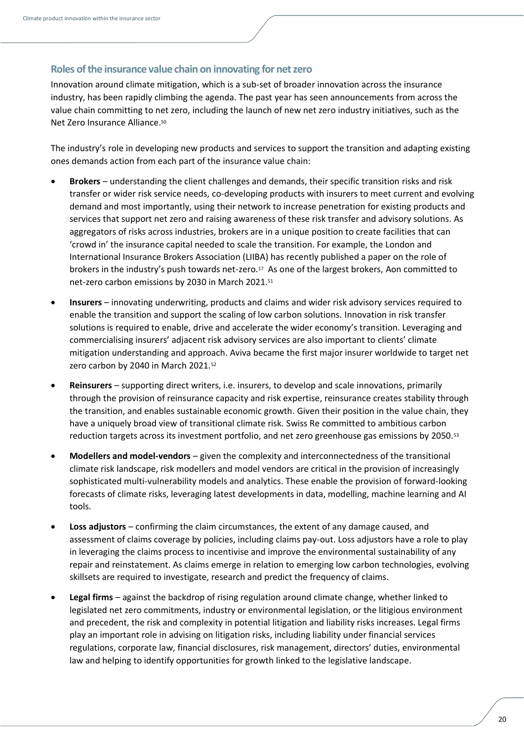## Roles of the insurance value chain on innovating for net zero

Innovation around climate mitigation, which is a sub-set of broader innovation across the insurance industry, has been rapidly climbing the agenda. The past year has seen announcements from across the value chain committing to net zero, including the launch of new net zero industry initiatives, such as the Net Zero Insurance Alliance.[50]

The industry's role in developing new products and services to support the transition and adapting existing ones demands action from each part of the insurance value chain:

- **Brokers** – understanding the client challenges and demands, their specific transition risks and risk transfer or wider risk service needs, co-developing products with insurers to meet current and evolving demand and most importantly, using their network to increase penetration for existing products and services that support net zero and raising awareness of these risk transfer and advisory solutions. As aggregators of risks across industries, brokers are in a unique position to create facilities that can 'crowd in' the insurance capital needed to scale the transition. For example, the London and International Insurance Brokers Association (LIIBA) has recently published a paper on the role of brokers in the industry's push towards net-zero.[17] As one of the largest brokers, Aon committed to net-zero carbon emissions by 2030 in March 2021.[51]
- **Insurers** – innovating underwriting, products and claims and wider risk advisory services required to enable the transition and support the scaling of low carbon solutions. Innovation in risk transfer solutions is required to enable, drive and accelerate the wider economy's transition. Leveraging and commercialising insurers' adjacent risk advisory services are also important to clients' climate mitigation understanding and approach. Aviva became the first major insurer worldwide to target net zero carbon by 2040 in March 2021.[52]
- **Reinsurers** – supporting direct writers, i.e. insurers, to develop and scale innovations, primarily through the provision of reinsurance capacity and risk expertise, reinsurance creates stability through the transition, and enables sustainable economic growth. Given their position in the value chain, they have a uniquely broad view of transitional climate risk. Swiss Re committed to ambitious carbon reduction targets across its investment portfolio, and net zero greenhouse gas emissions by 2050.[53]
- **Modellers and model-vendors** – given the complexity and interconnectedness of the transitional climate risk landscape, risk modellers and model vendors are critical in the provision of increasingly sophisticated multi-vulnerability models and analytics. These enable the provision of forward-looking forecasts of climate risks, leveraging latest developments in data, modelling, machine learning and AI tools.
- **Loss adjustors** – confirming the claim circumstances, the extent of any damage caused, and assessment of claims coverage by policies, including claims pay-out. Loss adjustors have a role to play in leveraging the claims process to incentivise and improve the environmental sustainability of any repair and reinstatement. As claims emerge in relation to emerging low carbon technologies, evolving skillsets are required to investigate, research and predict the frequency of claims.
- **Legal firms** – against the backdrop of rising regulation around climate change, whether linked to legislated net zero commitments, industry or environmental legislation, or the litigious environment and precedent, the risk and complexity in potential litigation and liability risks increases. Legal firms play an important role in advising on litigation risks, including liability under financial services regulations, corporate law, financial disclosures, risk management, directors' duties, environmental law and helping to identify opportunities for growth linked to the legislative landscape.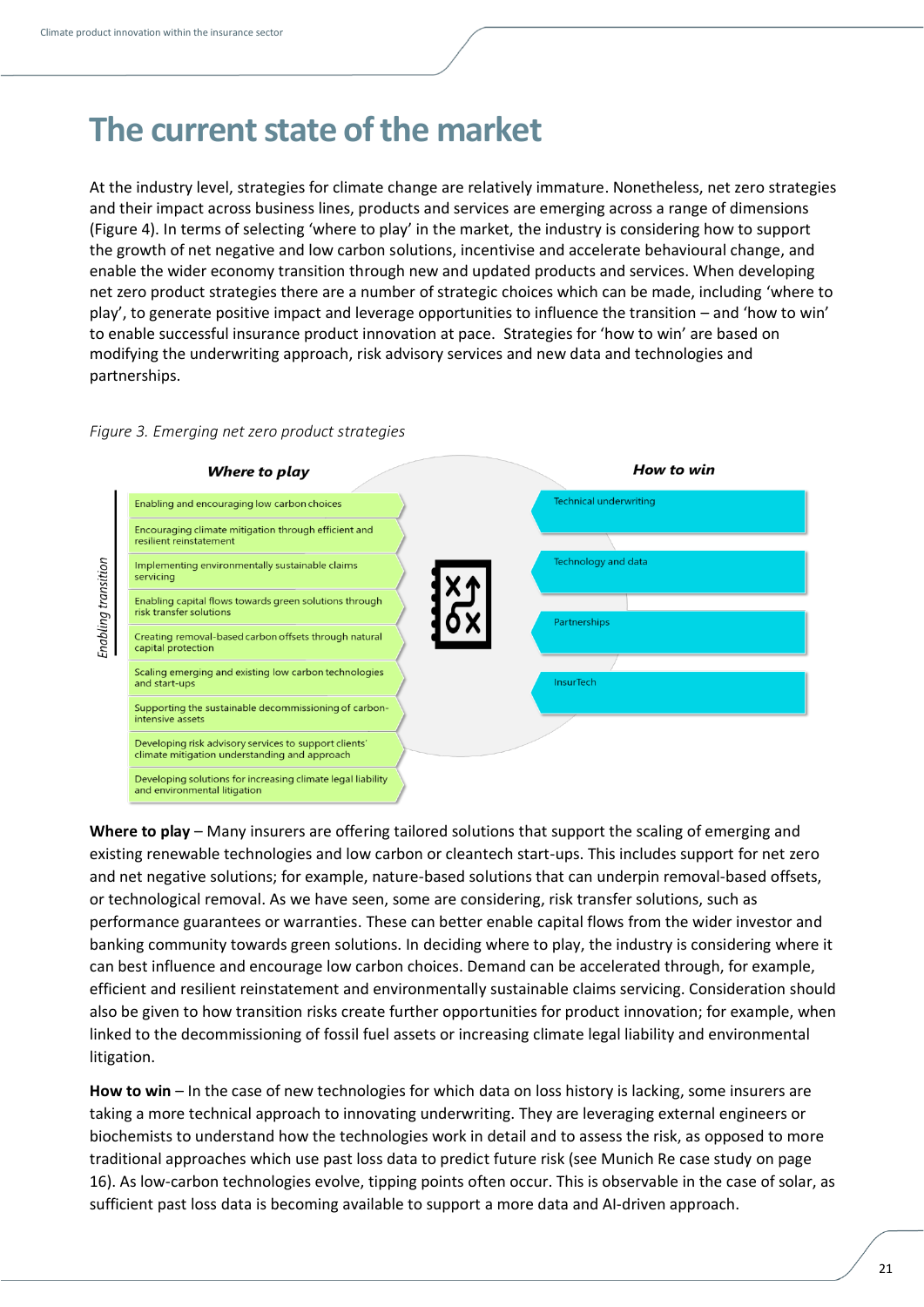# The current state of the market

At the industry level, strategies for climate change are relatively immature. Nonetheless, net zero strategies and their impact across business lines, products and services are emerging across a range of dimensions (Figure 4). In terms of selecting 'where to play' in the market, the industry is considering how to support the growth of net negative and low carbon solutions, incentivise and accelerate behavioural change, and enable the wider economy transition through new and updated products and services. When developing net zero product strategies there are a number of strategic choices which can be made, including 'where to play', to generate positive impact and leverage opportunities to influence the transition – and 'how to win' to enable successful insurance product innovation at pace. Strategies for 'how to win' are based on modifying the underwriting approach, risk advisory services and new data and technologies and partnerships.

*Figure 3. Emerging net zero product strategies*

**Where to play**

Enabling transition

- Enabling and encouraging low carbon choices
- Encouraging climate mitigation through efficient and resilient reinstatement
- Implementing environmentally sustainable claims servicing
- Enabling capital flows towards green solutions through risk transfer solutions
- Creating removal-based carbon offsets through natural capital protection
- Scaling emerging and existing low carbon technologies and start-ups
- Supporting the sustainable decommissioning of carbon-intensive assets
- Developing risk advisory services to support clients' climate mitigation understanding and approach
- Developing solutions for increasing climate legal liability and environmental litigation

**How to win**

- Technical underwriting
- Technology and data
- Partnerships
- InsurTech

**Where to play** – Many insurers are offering tailored solutions that support the scaling of emerging and existing renewable technologies and low carbon or cleantech start-ups. This includes support for net zero and net negative solutions; for example, nature-based solutions that can underpin removal-based offsets, or technological removal. As we have seen, some are considering, risk transfer solutions, such as performance guarantees or warranties. These can better enable capital flows from the wider investor and banking community towards green solutions. In deciding where to play, the industry is considering where it can best influence and encourage low carbon choices. Demand can be accelerated through, for example, efficient and resilient reinstatement and environmentally sustainable claims servicing. Consideration should also be given to how transition risks create further opportunities for product innovation; for example, when linked to the decommissioning of fossil fuel assets or increasing climate legal liability and environmental litigation.

**How to win** – In the case of new technologies for which data on loss history is lacking, some insurers are taking a more technical approach to innovating underwriting. They are leveraging external engineers or biochemists to understand how the technologies work in detail and to assess the risk, as opposed to more traditional approaches which use past loss data to predict future risk (see Munich Re case study on page 16). As low-carbon technologies evolve, tipping points often occur. This is observable in the case of solar, as sufficient past loss data is becoming available to support a more data and AI-driven approach.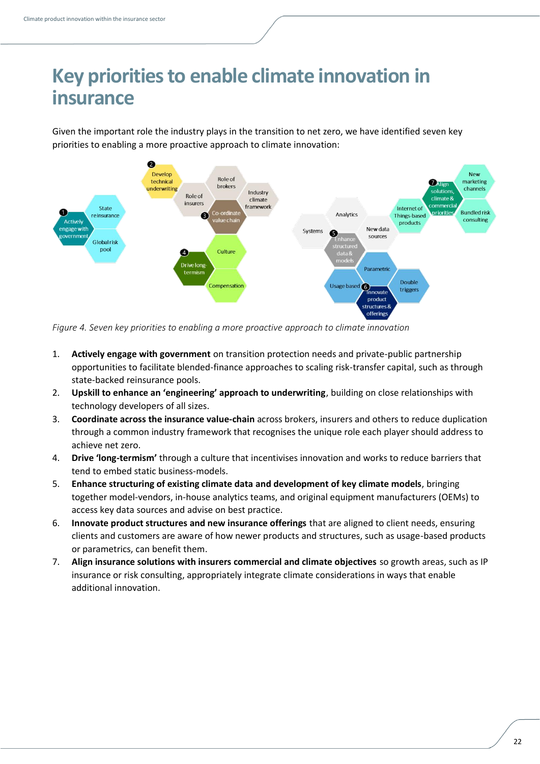# Key priorities to enable climate innovation in insurance

Given the important role the industry plays in the transition to net zero, we have identified seven key priorities to enabling a more proactive approach to climate innovation:

1 Actively engage with government
State reinsurance
Global risk pool

2 Develop technical underwriting
Role of insurers
Role of brokers
Industry climate framework
3 Co-ordinate value chain

4 Drive long-termism
Culture
Compensation

Systems
Analytics
5 Enhance structured data & models
New data sources
Internet of Things-based products
7 Align solutions, climate & commercial priorities
New marketing channels
Bundled risk consulting
Parametric
Usage based
6 Innovate product structures & offerings
Double triggers

*Figure 4. Seven key priorities to enabling a more proactive approach to climate innovation*

1. **Actively engage with government** on transition protection needs and private-public partnership opportunities to facilitate blended-finance approaches to scaling risk-transfer capital, such as through state-backed reinsurance pools.
2. **Upskill to enhance an 'engineering' approach to underwriting**, building on close relationships with technology developers of all sizes.
3. **Coordinate across the insurance value-chain** across brokers, insurers and others to reduce duplication through a common industry framework that recognises the unique role each player should address to achieve net zero.
4. **Drive 'long-termism'** through a culture that incentivises innovation and works to reduce barriers that tend to embed static business-models.
5. **Enhance structuring of existing climate data and development of key climate models**, bringing together model-vendors, in-house analytics teams, and original equipment manufacturers (OEMs) to access key data sources and advise on best practice.
6. **Innovate product structures and new insurance offerings** that are aligned to client needs, ensuring clients and customers are aware of how newer products and structures, such as usage-based products or parametrics, can benefit them.
7. **Align insurance solutions with insurers commercial and climate objectives** so growth areas, such as IP insurance or risk consulting, appropriately integrate climate considerations in ways that enable additional innovation.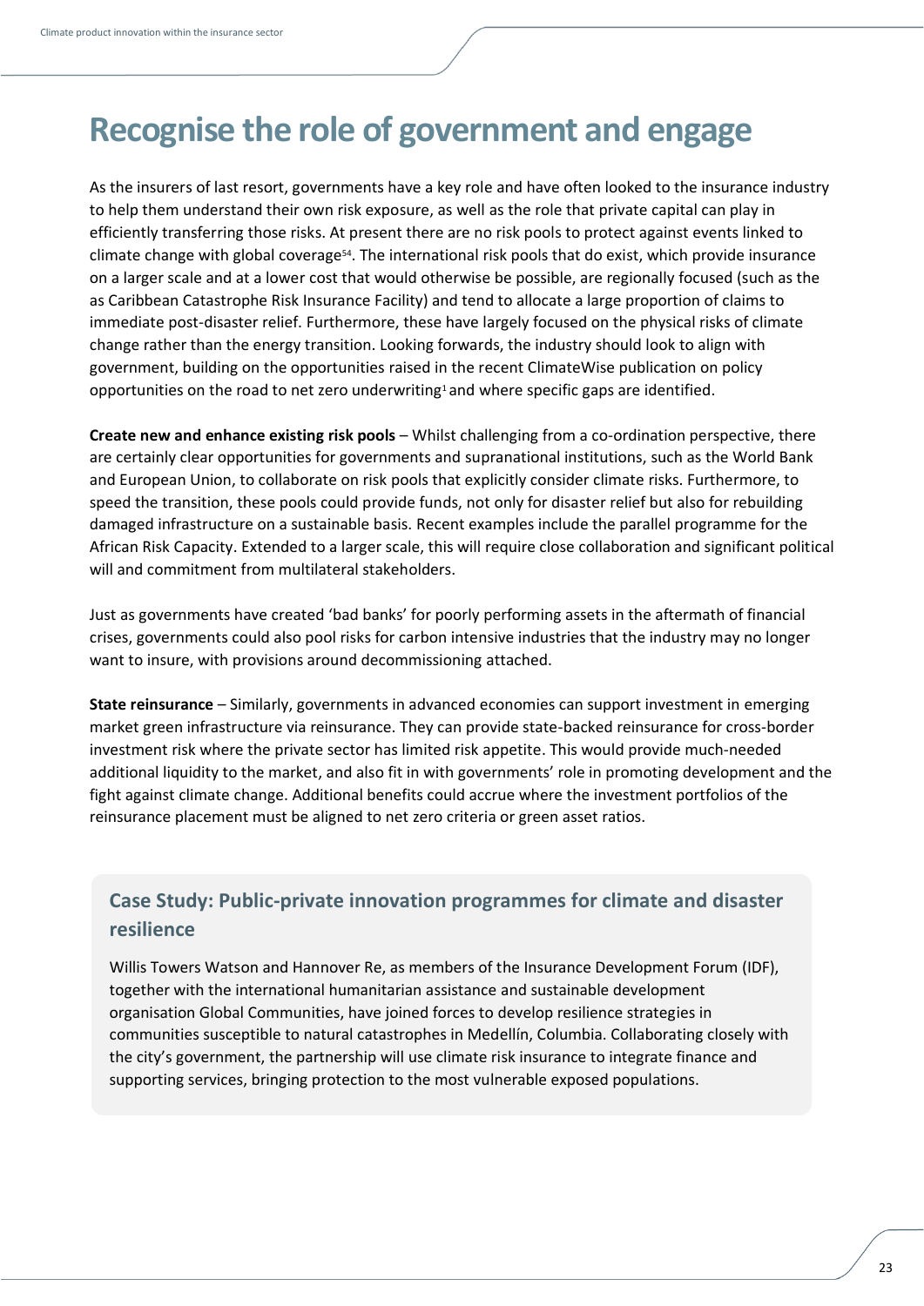# Recognise the role of government and engage

As the insurers of last resort, governments have a key role and have often looked to the insurance industry to help them understand their own risk exposure, as well as the role that private capital can play in efficiently transferring those risks. At present there are no risk pools to protect against events linked to climate change with global coverage[54]. The international risk pools that do exist, which provide insurance on a larger scale and at a lower cost that would otherwise be possible, are regionally focused (such as the as Caribbean Catastrophe Risk Insurance Facility) and tend to allocate a large proportion of claims to immediate post-disaster relief. Furthermore, these have largely focused on the physical risks of climate change rather than the energy transition. Looking forwards, the industry should look to align with government, building on the opportunities raised in the recent ClimateWise publication on policy opportunities on the road to net zero underwriting[1] and where specific gaps are identified.

**Create new and enhance existing risk pools** – Whilst challenging from a co-ordination perspective, there are certainly clear opportunities for governments and supranational institutions, such as the World Bank and European Union, to collaborate on risk pools that explicitly consider climate risks. Furthermore, to speed the transition, these pools could provide funds, not only for disaster relief but also for rebuilding damaged infrastructure on a sustainable basis. Recent examples include the parallel programme for the African Risk Capacity. Extended to a larger scale, this will require close collaboration and significant political will and commitment from multilateral stakeholders.

Just as governments have created 'bad banks' for poorly performing assets in the aftermath of financial crises, governments could also pool risks for carbon intensive industries that the industry may no longer want to insure, with provisions around decommissioning attached.

**State reinsurance** – Similarly, governments in advanced economies can support investment in emerging market green infrastructure via reinsurance. They can provide state-backed reinsurance for cross-border investment risk where the private sector has limited risk appetite. This would provide much-needed additional liquidity to the market, and also fit in with governments' role in promoting development and the fight against climate change. Additional benefits could accrue where the investment portfolios of the reinsurance placement must be aligned to net zero criteria or green asset ratios.

### Case Study: Public-private innovation programmes for climate and disaster resilience

Willis Towers Watson and Hannover Re, as members of the Insurance Development Forum (IDF), together with the international humanitarian assistance and sustainable development organisation Global Communities, have joined forces to develop resilience strategies in communities susceptible to natural catastrophes in Medellín, Columbia. Collaborating closely with the city's government, the partnership will use climate risk insurance to integrate finance and supporting services, bringing protection to the most vulnerable exposed populations.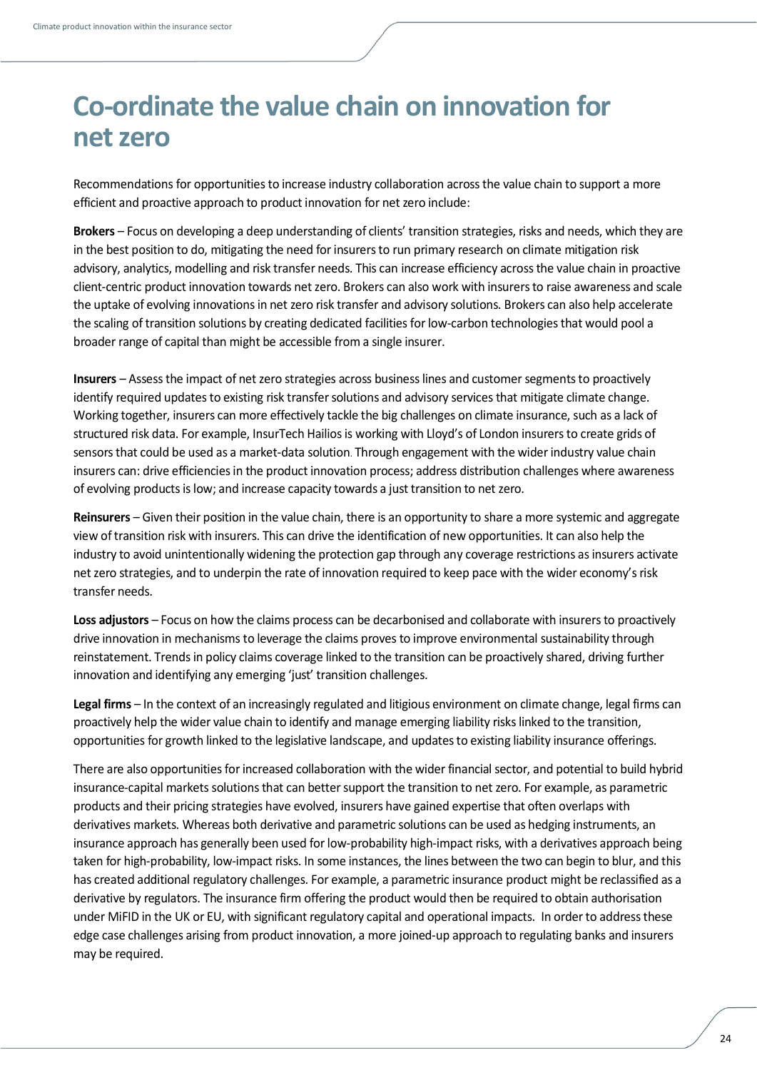# Co-ordinate the value chain on innovation for net zero

Recommendations for opportunities to increase industry collaboration across the value chain to support a more efficient and proactive approach to product innovation for net zero include:

**Brokers** – Focus on developing a deep understanding of clients' transition strategies, risks and needs, which they are in the best position to do, mitigating the need for insurers to run primary research on climate mitigation risk advisory, analytics, modelling and risk transfer needs. This can increase efficiency across the value chain in proactive client-centric product innovation towards net zero. Brokers can also work with insurers to raise awareness and scale the uptake of evolving innovations in net zero risk transfer and advisory solutions. Brokers can also help accelerate the scaling of transition solutions by creating dedicated facilities for low-carbon technologies that would pool a broader range of capital than might be accessible from a single insurer.

**Insurers** – Assess the impact of net zero strategies across business lines and customer segments to proactively identify required updates to existing risk transfer solutions and advisory services that mitigate climate change. Working together, insurers can more effectively tackle the big challenges on climate insurance, such as a lack of structured risk data. For example, InsurTech Hailios is working with Lloyd's of London insurers to create grids of sensors that could be used as a market-data solution. Through engagement with the wider industry value chain insurers can: drive efficiencies in the product innovation process; address distribution challenges where awareness of evolving products is low; and increase capacity towards a just transition to net zero.

**Reinsurers** – Given their position in the value chain, there is an opportunity to share a more systemic and aggregate view of transition risk with insurers. This can drive the identification of new opportunities. It can also help the industry to avoid unintentionally widening the protection gap through any coverage restrictions as insurers activate net zero strategies, and to underpin the rate of innovation required to keep pace with the wider economy's risk transfer needs.

**Loss adjustors** – Focus on how the claims process can be decarbonised and collaborate with insurers to proactively drive innovation in mechanisms to leverage the claims proves to improve environmental sustainability through reinstatement. Trends in policy claims coverage linked to the transition can be proactively shared, driving further innovation and identifying any emerging 'just' transition challenges.

**Legal firms** – In the context of an increasingly regulated and litigious environment on climate change, legal firms can proactively help the wider value chain to identify and manage emerging liability risks linked to the transition, opportunities for growth linked to the legislative landscape, and updates to existing liability insurance offerings.

There are also opportunities for increased collaboration with the wider financial sector, and potential to build hybrid insurance-capital markets solutions that can better support the transition to net zero. For example, as parametric products and their pricing strategies have evolved, insurers have gained expertise that often overlaps with derivatives markets. Whereas both derivative and parametric solutions can be used as hedging instruments, an insurance approach has generally been used for low-probability high-impact risks, with a derivatives approach being taken for high-probability, low-impact risks. In some instances, the lines between the two can begin to blur, and this has created additional regulatory challenges. For example, a parametric insurance product might be reclassified as a derivative by regulators. The insurance firm offering the product would then be required to obtain authorisation under MiFID in the UK or EU, with significant regulatory capital and operational impacts. In order to address these edge case challenges arising from product innovation, a more joined-up approach to regulating banks and insurers may be required.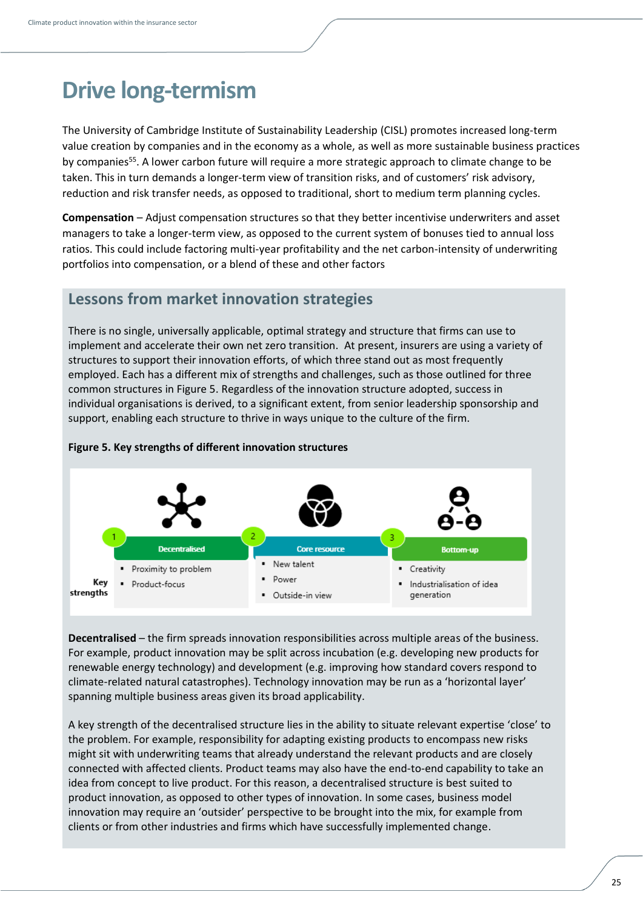# Drive long-termism

The University of Cambridge Institute of Sustainability Leadership (CISL) promotes increased long-term value creation by companies and in the economy as a whole, as well as more sustainable business practices by companies[55]. A lower carbon future will require a more strategic approach to climate change to be taken. This in turn demands a longer-term view of transition risks, and of customers' risk advisory, reduction and risk transfer needs, as opposed to traditional, short to medium term planning cycles.

**Compensation** – Adjust compensation structures so that they better incentivise underwriters and asset managers to take a longer-term view, as opposed to the current system of bonuses tied to annual loss ratios. This could include factoring multi-year profitability and the net carbon-intensity of underwriting portfolios into compensation, or a blend of these and other factors

## Lessons from market innovation strategies

There is no single, universally applicable, optimal strategy and structure that firms can use to implement and accelerate their own net zero transition. At present, insurers are using a variety of structures to support their innovation efforts, of which three stand out as most frequently employed. Each has a different mix of strengths and challenges, such as those outlined for three common structures in Figure 5. Regardless of the innovation structure adopted, success in individual organisations is derived, to a significant extent, from senior leadership sponsorship and support, enabling each structure to thrive in ways unique to the culture of the firm.

**Figure 5. Key strengths of different innovation structures**

Key strengths

1 Decentralised
- Proximity to problem
- Product-focus

2 Core resource
- New talent
- Power
- Outside-in view

3 Bottom-up
- Creativity
- Industrialisation of idea generation

**Decentralised** – the firm spreads innovation responsibilities across multiple areas of the business. For example, product innovation may be split across incubation (e.g. developing new products for renewable energy technology) and development (e.g. improving how standard covers respond to climate-related natural catastrophes). Technology innovation may be run as a 'horizontal layer' spanning multiple business areas given its broad applicability.

A key strength of the decentralised structure lies in the ability to situate relevant expertise 'close' to the problem. For example, responsibility for adapting existing products to encompass new risks might sit with underwriting teams that already understand the relevant products and are closely connected with affected clients. Product teams may also have the end-to-end capability to take an idea from concept to live product. For this reason, a decentralised structure is best suited to product innovation, as opposed to other types of innovation. In some cases, business model innovation may require an 'outsider' perspective to be brought into the mix, for example from clients or from other industries and firms which have successfully implemented change.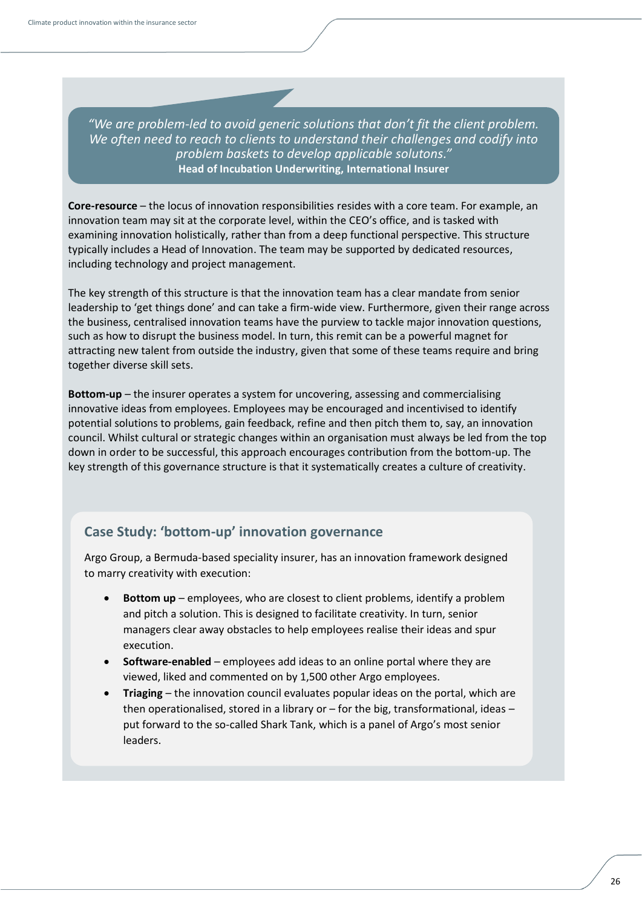*"We are problem-led to avoid generic solutions that don't fit the client problem. We often need to reach to clients to understand their challenges and codify into problem baskets to develop applicable solutons."*
**Head of Incubation Underwriting, International Insurer**

**Core-resource** – the locus of innovation responsibilities resides with a core team. For example, an innovation team may sit at the corporate level, within the CEO's office, and is tasked with examining innovation holistically, rather than from a deep functional perspective. This structure typically includes a Head of Innovation. The team may be supported by dedicated resources, including technology and project management.

The key strength of this structure is that the innovation team has a clear mandate from senior leadership to 'get things done' and can take a firm-wide view. Furthermore, given their range across the business, centralised innovation teams have the purview to tackle major innovation questions, such as how to disrupt the business model. In turn, this remit can be a powerful magnet for attracting new talent from outside the industry, given that some of these teams require and bring together diverse skill sets.

**Bottom-up** – the insurer operates a system for uncovering, assessing and commercialising innovative ideas from employees. Employees may be encouraged and incentivised to identify potential solutions to problems, gain feedback, refine and then pitch them to, say, an innovation council. Whilst cultural or strategic changes within an organisation must always be led from the top down in order to be successful, this approach encourages contribution from the bottom-up. The key strength of this governance structure is that it systematically creates a culture of creativity.

### Case Study: 'bottom-up' innovation governance

Argo Group, a Bermuda-based speciality insurer, has an innovation framework designed to marry creativity with execution:

- **Bottom up** – employees, who are closest to client problems, identify a problem and pitch a solution. This is designed to facilitate creativity. In turn, senior managers clear away obstacles to help employees realise their ideas and spur execution.
- **Software-enabled** – employees add ideas to an online portal where they are viewed, liked and commented on by 1,500 other Argo employees.
- **Triaging** – the innovation council evaluates popular ideas on the portal, which are then operationalised, stored in a library or – for the big, transformational, ideas – put forward to the so-called Shark Tank, which is a panel of Argo's most senior leaders.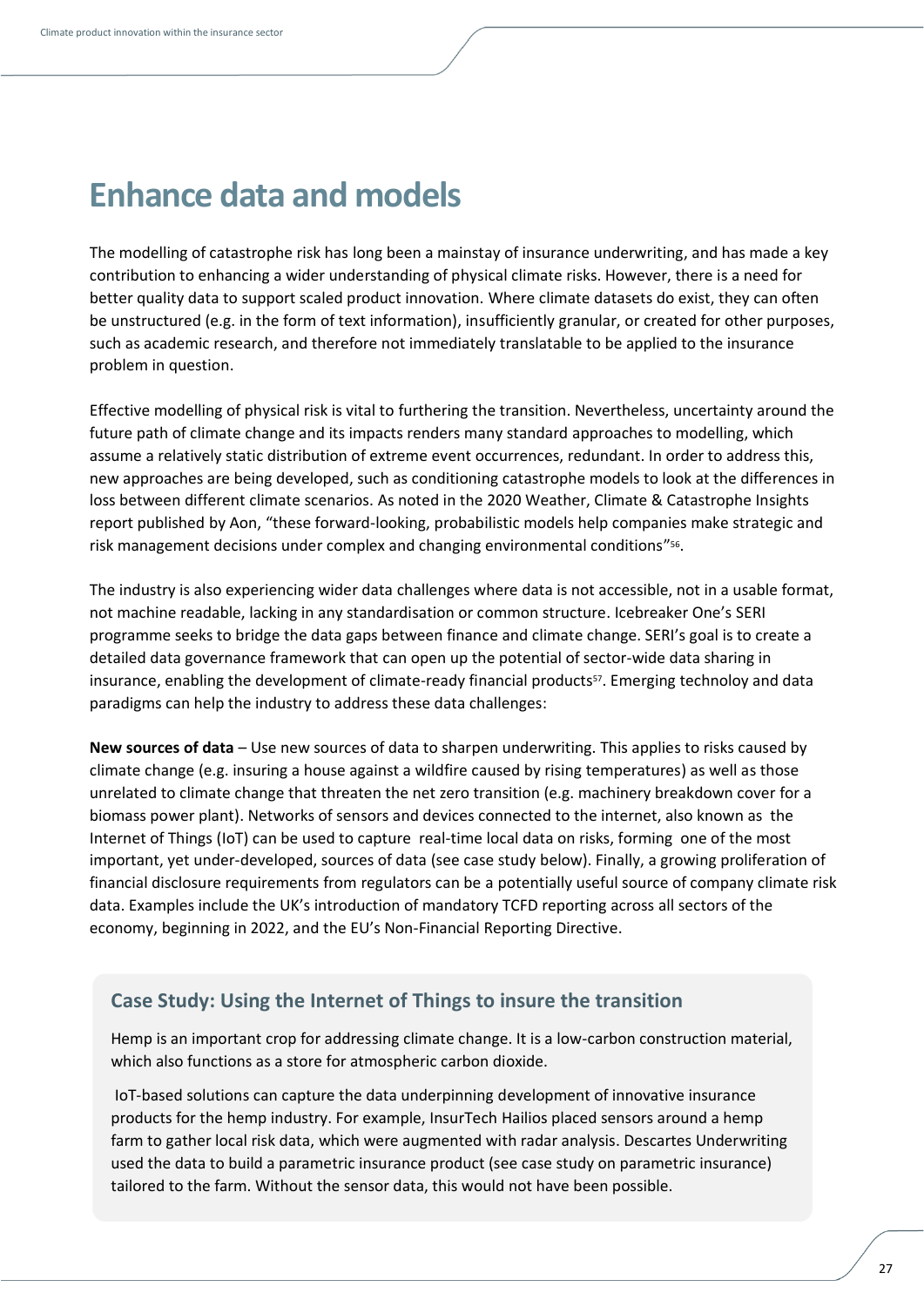# Enhance data and models

The modelling of catastrophe risk has long been a mainstay of insurance underwriting, and has made a key contribution to enhancing a wider understanding of physical climate risks. However, there is a need for better quality data to support scaled product innovation. Where climate datasets do exist, they can often be unstructured (e.g. in the form of text information), insufficiently granular, or created for other purposes, such as academic research, and therefore not immediately translatable to be applied to the insurance problem in question.

Effective modelling of physical risk is vital to furthering the transition. Nevertheless, uncertainty around the future path of climate change and its impacts renders many standard approaches to modelling, which assume a relatively static distribution of extreme event occurrences, redundant. In order to address this, new approaches are being developed, such as conditioning catastrophe models to look at the differences in loss between different climate scenarios. As noted in the 2020 Weather, Climate & Catastrophe Insights report published by Aon, "these forward-looking, probabilistic models help companies make strategic and risk management decisions under complex and changing environmental conditions"[56].

The industry is also experiencing wider data challenges where data is not accessible, not in a usable format, not machine readable, lacking in any standardisation or common structure. Icebreaker One's SERI programme seeks to bridge the data gaps between finance and climate change. SERI's goal is to create a detailed data governance framework that can open up the potential of sector-wide data sharing in insurance, enabling the development of climate-ready financial products[57]. Emerging technoloy and data paradigms can help the industry to address these data challenges:

**New sources of data** – Use new sources of data to sharpen underwriting. This applies to risks caused by climate change (e.g. insuring a house against a wildfire caused by rising temperatures) as well as those unrelated to climate change that threaten the net zero transition (e.g. machinery breakdown cover for a biomass power plant). Networks of sensors and devices connected to the internet, also known as the Internet of Things (IoT) can be used to capture real-time local data on risks, forming one of the most important, yet under-developed, sources of data (see case study below). Finally, a growing proliferation of financial disclosure requirements from regulators can be a potentially useful source of company climate risk data. Examples include the UK's introduction of mandatory TCFD reporting across all sectors of the economy, beginning in 2022, and the EU's Non-Financial Reporting Directive.

### Case Study: Using the Internet of Things to insure the transition

Hemp is an important crop for addressing climate change. It is a low-carbon construction material, which also functions as a store for atmospheric carbon dioxide.

IoT-based solutions can capture the data underpinning development of innovative insurance products for the hemp industry. For example, InsurTech Hailios placed sensors around a hemp farm to gather local risk data, which were augmented with radar analysis. Descartes Underwriting used the data to build a parametric insurance product (see case study on parametric insurance) tailored to the farm. Without the sensor data, this would not have been possible.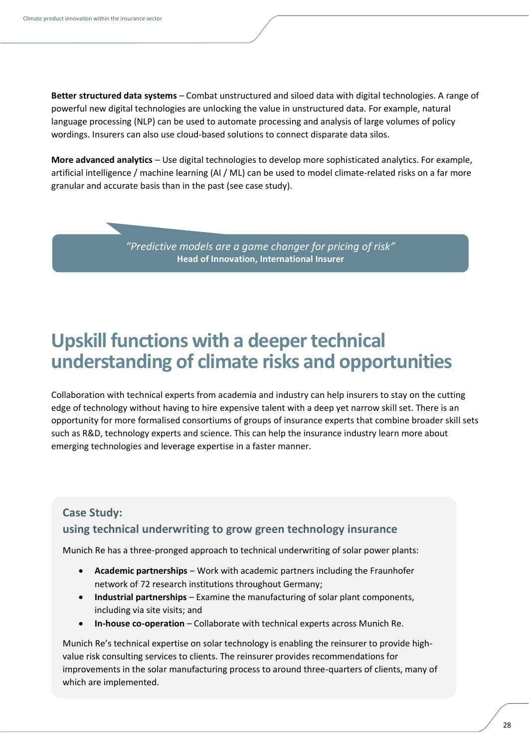**Better structured data systems** – Combat unstructured and siloed data with digital technologies. A range of powerful new digital technologies are unlocking the value in unstructured data. For example, natural language processing (NLP) can be used to automate processing and analysis of large volumes of policy wordings. Insurers can also use cloud-based solutions to connect disparate data silos.

**More advanced analytics** – Use digital technologies to develop more sophisticated analytics. For example, artificial intelligence / machine learning (AI / ML) can be used to model climate-related risks on a far more granular and accurate basis than in the past (see case study).

> *"Predictive models are a game changer for pricing of risk"*
> **Head of Innovation, International Insurer**

## Upskill functions with a deeper technical understanding of climate risks and opportunities

Collaboration with technical experts from academia and industry can help insurers to stay on the cutting edge of technology without having to hire expensive talent with a deep yet narrow skill set. There is an opportunity for more formalised consortiums of groups of insurance experts that combine broader skill sets such as R&D, technology experts and science. This can help the insurance industry learn more about emerging technologies and leverage expertise in a faster manner.

### Case Study: using technical underwriting to grow green technology insurance

Munich Re has a three-pronged approach to technical underwriting of solar power plants:

- **Academic partnerships** – Work with academic partners including the Fraunhofer network of 72 research institutions throughout Germany;
- **Industrial partnerships** – Examine the manufacturing of solar plant components, including via site visits; and
- **In-house co-operation** – Collaborate with technical experts across Munich Re.

Munich Re's technical expertise on solar technology is enabling the reinsurer to provide high-value risk consulting services to clients. The reinsurer provides recommendations for improvements in the solar manufacturing process to around three-quarters of clients, many of which are implemented.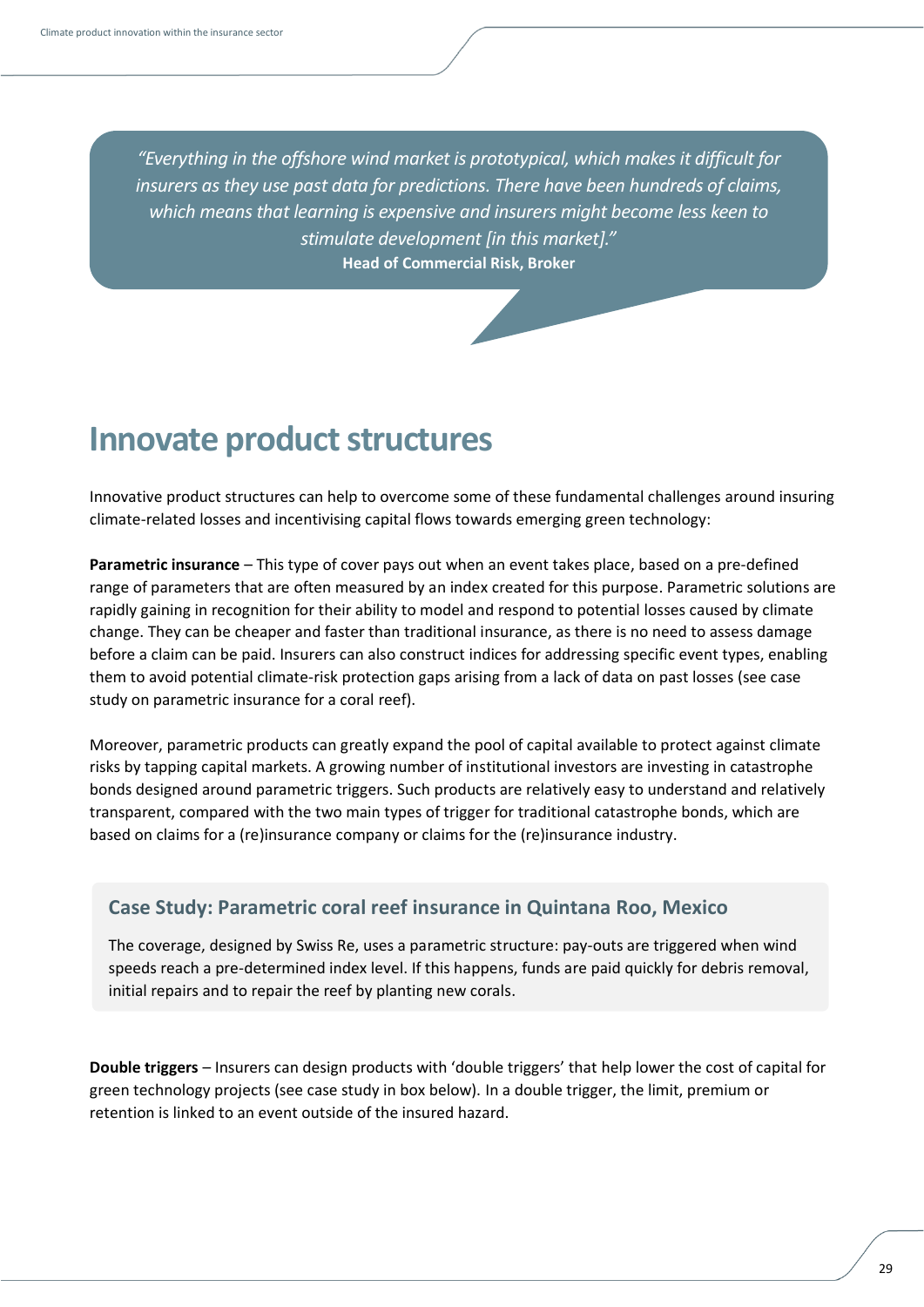> *"Everything in the offshore wind market is prototypical, which makes it difficult for insurers as they use past data for predictions. There have been hundreds of claims, which means that learning is expensive and insurers might become less keen to stimulate development [in this market]."*
>
> **Head of Commercial Risk, Broker**

# Innovate product structures

Innovative product structures can help to overcome some of these fundamental challenges around insuring climate-related losses and incentivising capital flows towards emerging green technology:

**Parametric insurance** – This type of cover pays out when an event takes place, based on a pre-defined range of parameters that are often measured by an index created for this purpose. Parametric solutions are rapidly gaining in recognition for their ability to model and respond to potential losses caused by climate change. They can be cheaper and faster than traditional insurance, as there is no need to assess damage before a claim can be paid. Insurers can also construct indices for addressing specific event types, enabling them to avoid potential climate-risk protection gaps arising from a lack of data on past losses (see case study on parametric insurance for a coral reef).

Moreover, parametric products can greatly expand the pool of capital available to protect against climate risks by tapping capital markets. A growing number of institutional investors are investing in catastrophe bonds designed around parametric triggers. Such products are relatively easy to understand and relatively transparent, compared with the two main types of trigger for traditional catastrophe bonds, which are based on claims for a (re)insurance company or claims for the (re)insurance industry.

### Case Study: Parametric coral reef insurance in Quintana Roo, Mexico

The coverage, designed by Swiss Re, uses a parametric structure: pay-outs are triggered when wind speeds reach a pre-determined index level. If this happens, funds are paid quickly for debris removal, initial repairs and to repair the reef by planting new corals.

**Double triggers** – Insurers can design products with 'double triggers' that help lower the cost of capital for green technology projects (see case study in box below). In a double trigger, the limit, premium or retention is linked to an event outside of the insured hazard.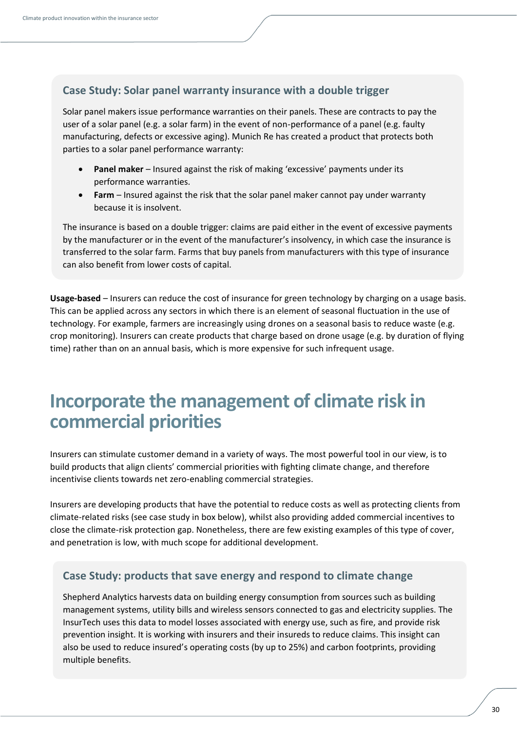### Case Study: Solar panel warranty insurance with a double trigger

Solar panel makers issue performance warranties on their panels. These are contracts to pay the user of a solar panel (e.g. a solar farm) in the event of non-performance of a panel (e.g. faulty manufacturing, defects or excessive aging). Munich Re has created a product that protects both parties to a solar panel performance warranty:

- **Panel maker** – Insured against the risk of making 'excessive' payments under its performance warranties.
- **Farm** – Insured against the risk that the solar panel maker cannot pay under warranty because it is insolvent.

The insurance is based on a double trigger: claims are paid either in the event of excessive payments by the manufacturer or in the event of the manufacturer's insolvency, in which case the insurance is transferred to the solar farm. Farms that buy panels from manufacturers with this type of insurance can also benefit from lower costs of capital.

**Usage-based** – Insurers can reduce the cost of insurance for green technology by charging on a usage basis. This can be applied across any sectors in which there is an element of seasonal fluctuation in the use of technology. For example, farmers are increasingly using drones on a seasonal basis to reduce waste (e.g. crop monitoring). Insurers can create products that charge based on drone usage (e.g. by duration of flying time) rather than on an annual basis, which is more expensive for such infrequent usage.

# Incorporate the management of climate risk in commercial priorities

Insurers can stimulate customer demand in a variety of ways. The most powerful tool in our view, is to build products that align clients' commercial priorities with fighting climate change, and therefore incentivise clients towards net zero-enabling commercial strategies.

Insurers are developing products that have the potential to reduce costs as well as protecting clients from climate-related risks (see case study in box below), whilst also providing added commercial incentives to close the climate-risk protection gap. Nonetheless, there are few existing examples of this type of cover, and penetration is low, with much scope for additional development.

### Case Study: products that save energy and respond to climate change

Shepherd Analytics harvests data on building energy consumption from sources such as building management systems, utility bills and wireless sensors connected to gas and electricity supplies. The InsurTech uses this data to model losses associated with energy use, such as fire, and provide risk prevention insight. It is working with insurers and their insureds to reduce claims. This insight can also be used to reduce insured's operating costs (by up to 25%) and carbon footprints, providing multiple benefits.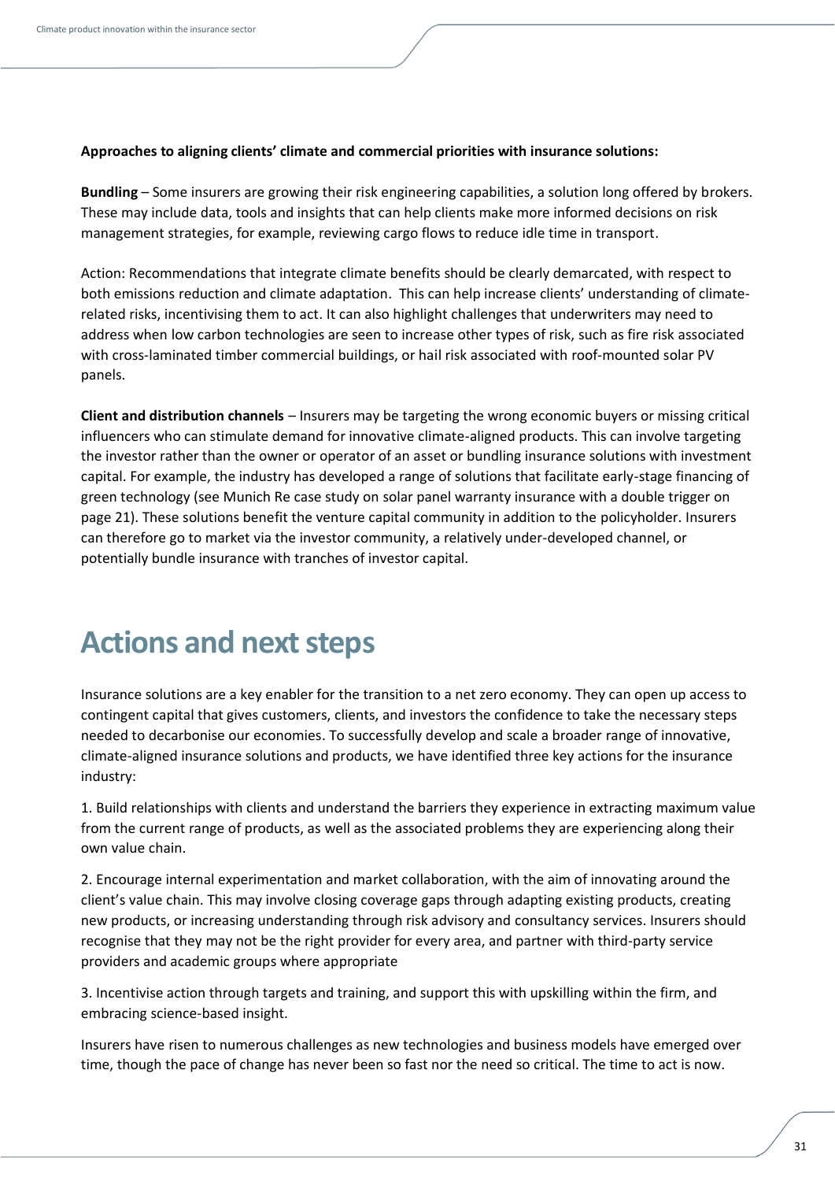**Approaches to aligning clients' climate and commercial priorities with insurance solutions:**

**Bundling** – Some insurers are growing their risk engineering capabilities, a solution long offered by brokers. These may include data, tools and insights that can help clients make more informed decisions on risk management strategies, for example, reviewing cargo flows to reduce idle time in transport.

Action: Recommendations that integrate climate benefits should be clearly demarcated, with respect to both emissions reduction and climate adaptation. This can help increase clients' understanding of climate-related risks, incentivising them to act. It can also highlight challenges that underwriters may need to address when low carbon technologies are seen to increase other types of risk, such as fire risk associated with cross-laminated timber commercial buildings, or hail risk associated with roof-mounted solar PV panels.

**Client and distribution channels** – Insurers may be targeting the wrong economic buyers or missing critical influencers who can stimulate demand for innovative climate-aligned products. This can involve targeting the investor rather than the owner or operator of an asset or bundling insurance solutions with investment capital. For example, the industry has developed a range of solutions that facilitate early-stage financing of green technology (see Munich Re case study on solar panel warranty insurance with a double trigger on page 21). These solutions benefit the venture capital community in addition to the policyholder. Insurers can therefore go to market via the investor community, a relatively under-developed channel, or potentially bundle insurance with tranches of investor capital.

# Actions and next steps

Insurance solutions are a key enabler for the transition to a net zero economy. They can open up access to contingent capital that gives customers, clients, and investors the confidence to take the necessary steps needed to decarbonise our economies. To successfully develop and scale a broader range of innovative, climate-aligned insurance solutions and products, we have identified three key actions for the insurance industry:

1. Build relationships with clients and understand the barriers they experience in extracting maximum value from the current range of products, as well as the associated problems they are experiencing along their own value chain.

2. Encourage internal experimentation and market collaboration, with the aim of innovating around the client's value chain. This may involve closing coverage gaps through adapting existing products, creating new products, or increasing understanding through risk advisory and consultancy services. Insurers should recognise that they may not be the right provider for every area, and partner with third-party service providers and academic groups where appropriate

3. Incentivise action through targets and training, and support this with upskilling within the firm, and embracing science-based insight.

Insurers have risen to numerous challenges as new technologies and business models have emerged over time, though the pace of change has never been so fast nor the need so critical. The time to act is now.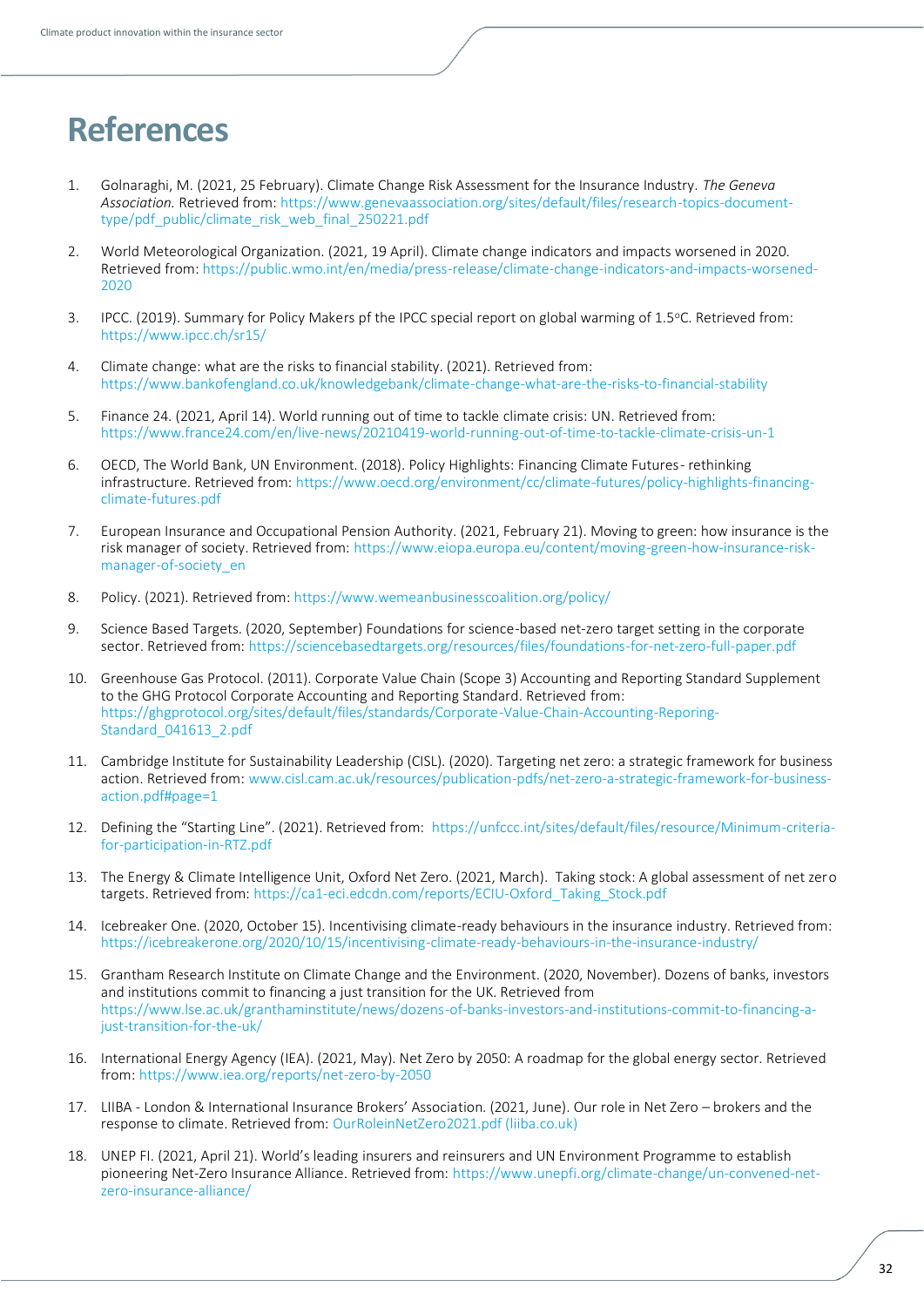# References

1. Golnaraghi, M. (2021, 25 February). Climate Change Risk Assessment for the Insurance Industry. *The Geneva Association.* Retrieved from: https://www.genevaassociation.org/sites/default/files/research-topics-document-type/pdf_public/climate_risk_web_final_250221.pdf

2. World Meteorological Organization. (2021, 19 April). Climate change indicators and impacts worsened in 2020. Retrieved from: https://public.wmo.int/en/media/press-release/climate-change-indicators-and-impacts-worsened-2020

3. IPCC. (2019). Summary for Policy Makers pf the IPCC special report on global warming of 1.5°C. Retrieved from: https://www.ipcc.ch/sr15/

4. Climate change: what are the risks to financial stability. (2021). Retrieved from: https://www.bankofengland.co.uk/knowledgebank/climate-change-what-are-the-risks-to-financial-stability

5. Finance 24. (2021, April 14). World running out of time to tackle climate crisis: UN. Retrieved from: https://www.france24.com/en/live-news/20210419-world-running-out-of-time-to-tackle-climate-crisis-un-1

6. OECD, The World Bank, UN Environment. (2018). Policy Highlights: Financing Climate Futures - rethinking infrastructure. Retrieved from: https://www.oecd.org/environment/cc/climate-futures/policy-highlights-financing-climate-futures.pdf

7. European Insurance and Occupational Pension Authority. (2021, February 21). Moving to green: how insurance is the risk manager of society. Retrieved from: https://www.eiopa.europa.eu/content/moving-green-how-insurance-risk-manager-of-society_en

8. Policy. (2021). Retrieved from: https://www.wemeanbusinesscoalition.org/policy/

9. Science Based Targets. (2020, September) Foundations for science-based net-zero target setting in the corporate sector. Retrieved from: https://sciencebasedtargets.org/resources/files/foundations-for-net-zero-full-paper.pdf

10. Greenhouse Gas Protocol. (2011). Corporate Value Chain (Scope 3) Accounting and Reporting Standard Supplement to the GHG Protocol Corporate Accounting and Reporting Standard. Retrieved from: https://ghgprotocol.org/sites/default/files/standards/Corporate-Value-Chain-Accounting-Reporing-Standard_041613_2.pdf

11. Cambridge Institute for Sustainability Leadership (CISL). (2020). Targeting net zero: a strategic framework for business action. Retrieved from: www.cisl.cam.ac.uk/resources/publication-pdfs/net-zero-a-strategic-framework-for-business-action.pdf#page=1

12. Defining the "Starting Line". (2021). Retrieved from: https://unfccc.int/sites/default/files/resource/Minimum-criteria-for-participation-in-RTZ.pdf

13. The Energy & Climate Intelligence Unit, Oxford Net Zero. (2021, March). Taking stock: A global assessment of net zero targets. Retrieved from: https://ca1-eci.edcdn.com/reports/ECIU-Oxford_Taking_Stock.pdf

14. Icebreaker One. (2020, October 15). Incentivising climate-ready behaviours in the insurance industry. Retrieved from: https://icebreakerone.org/2020/10/15/incentivising-climate-ready-behaviours-in-the-insurance-industry/

15. Grantham Research Institute on Climate Change and the Environment. (2020, November). Dozens of banks, investors and institutions commit to financing a just transition for the UK. Retrieved from https://www.lse.ac.uk/granthaminstitute/news/dozens-of-banks-investors-and-institutions-commit-to-financing-a-just-transition-for-the-uk/

16. International Energy Agency (IEA). (2021, May). Net Zero by 2050: A roadmap for the global energy sector. Retrieved from: https://www.iea.org/reports/net-zero-by-2050

17. LIIBA - London & International Insurance Brokers' Association. (2021, June). Our role in Net Zero – brokers and the response to climate. Retrieved from: OurRoleinNetZero2021.pdf (liiba.co.uk)

18. UNEP FI. (2021, April 21). World's leading insurers and reinsurers and UN Environment Programme to establish pioneering Net-Zero Insurance Alliance. Retrieved from: https://www.unepfi.org/climate-change/un-convened-net-zero-insurance-alliance/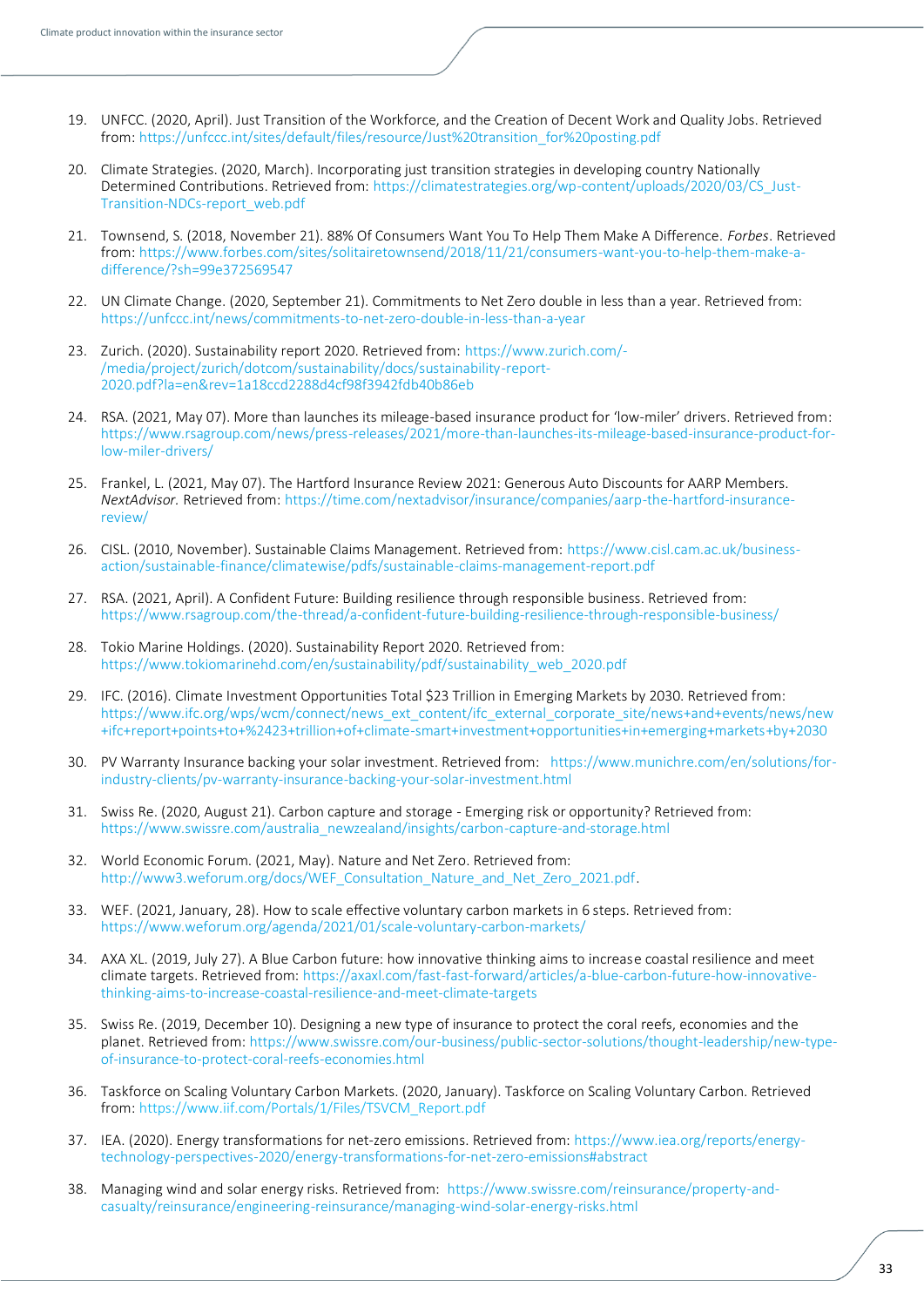19. UNFCC. (2020, April). Just Transition of the Workforce, and the Creation of Decent Work and Quality Jobs. Retrieved from: https://unfccc.int/sites/default/files/resource/Just%20transition_for%20posting.pdf

20. Climate Strategies. (2020, March). Incorporating just transition strategies in developing country Nationally Determined Contributions. Retrieved from: https://climatestrategies.org/wp-content/uploads/2020/03/CS_Just-Transition-NDCs-report_web.pdf

21. Townsend, S. (2018, November 21). 88% Of Consumers Want You To Help Them Make A Difference. *Forbes*. Retrieved from: https://www.forbes.com/sites/solitairetownsend/2018/11/21/consumers-want-you-to-help-them-make-a-difference/?sh=99e372569547

22. UN Climate Change. (2020, September 21). Commitments to Net Zero double in less than a year. Retrieved from: https://unfccc.int/news/commitments-to-net-zero-double-in-less-than-a-year

23. Zurich. (2020). Sustainability report 2020. Retrieved from: https://www.zurich.com/-/media/project/zurich/dotcom/sustainability/docs/sustainability-report-2020.pdf?la=en&rev=1a18ccd2288d4cf98f3942fdb40b86eb

24. RSA. (2021, May 07). More than launches its mileage-based insurance product for 'low-miler' drivers. Retrieved from: https://www.rsagroup.com/news/press-releases/2021/more-than-launches-its-mileage-based-insurance-product-for-low-miler-drivers/

25. Frankel, L. (2021, May 07). The Hartford Insurance Review 2021: Generous Auto Discounts for AARP Members. *NextAdvisor.* Retrieved from: https://time.com/nextadvisor/insurance/companies/aarp-the-hartford-insurance-review/

26. CISL. (2010, November). Sustainable Claims Management. Retrieved from: https://www.cisl.cam.ac.uk/business-action/sustainable-finance/climatewise/pdfs/sustainable-claims-management-report.pdf

27. RSA. (2021, April). A Confident Future: Building resilience through responsible business. Retrieved from: https://www.rsagroup.com/the-thread/a-confident-future-building-resilience-through-responsible-business/

28. Tokio Marine Holdings. (2020). Sustainability Report 2020. Retrieved from: https://www.tokiomarinehd.com/en/sustainability/pdf/sustainability_web_2020.pdf

29. IFC. (2016). Climate Investment Opportunities Total $23 Trillion in Emerging Markets by 2030. Retrieved from: https://www.ifc.org/wps/wcm/connect/news_ext_content/ifc_external_corporate_site/news+and+events/news/new+ifc+report+points+to+%2423+trillion+of+climate-smart+investment+opportunities+in+emerging+markets+by+2030

30. PV Warranty Insurance backing your solar investment. Retrieved from: https://www.munichre.com/en/solutions/for-industry-clients/pv-warranty-insurance-backing-your-solar-investment.html

31. Swiss Re. (2020, August 21). Carbon capture and storage - Emerging risk or opportunity? Retrieved from: https://www.swissre.com/australia_newzealand/insights/carbon-capture-and-storage.html

32. World Economic Forum. (2021, May). Nature and Net Zero. Retrieved from: http://www3.weforum.org/docs/WEF_Consultation_Nature_and_Net_Zero_2021.pdf.

33. WEF. (2021, January, 28). How to scale effective voluntary carbon markets in 6 steps. Retrieved from: https://www.weforum.org/agenda/2021/01/scale-voluntary-carbon-markets/

34. AXA XL. (2019, July 27). A Blue Carbon future: how innovative thinking aims to increase coastal resilience and meet climate targets. Retrieved from: https://axaxl.com/fast-fast-forward/articles/a-blue-carbon-future-how-innovative-thinking-aims-to-increase-coastal-resilience-and-meet-climate-targets

35. Swiss Re. (2019, December 10). Designing a new type of insurance to protect the coral reefs, economies and the planet. Retrieved from: https://www.swissre.com/our-business/public-sector-solutions/thought-leadership/new-type-of-insurance-to-protect-coral-reefs-economies.html

36. Taskforce on Scaling Voluntary Carbon Markets. (2020, January). Taskforce on Scaling Voluntary Carbon. Retrieved from: https://www.iif.com/Portals/1/Files/TSVCM_Report.pdf

37. IEA. (2020). Energy transformations for net-zero emissions. Retrieved from: https://www.iea.org/reports/energy-technology-perspectives-2020/energy-transformations-for-net-zero-emissions#abstract

38. Managing wind and solar energy risks. Retrieved from: https://www.swissre.com/reinsurance/property-and-casualty/reinsurance/engineering-reinsurance/managing-wind-solar-energy-risks.html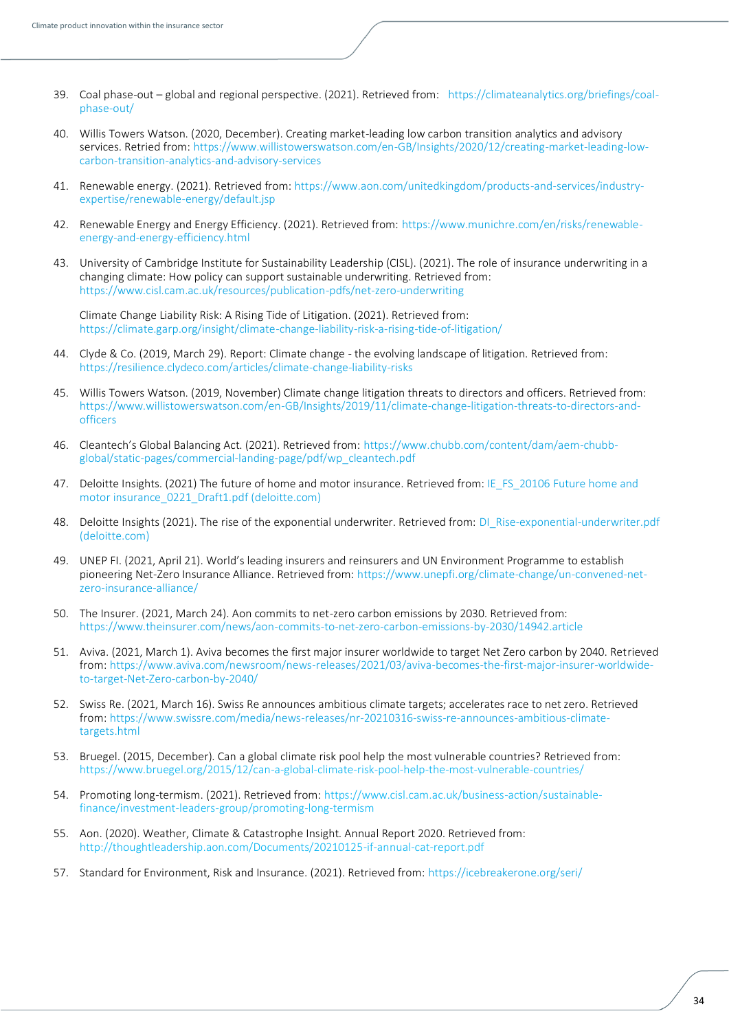39. Coal phase-out – global and regional perspective. (2021). Retrieved from: https://climateanalytics.org/briefings/coal-phase-out/

40. Willis Towers Watson. (2020, December). Creating market-leading low carbon transition analytics and advisory services. Retried from: https://www.willistowerswatson.com/en-GB/Insights/2020/12/creating-market-leading-low-carbon-transition-analytics-and-advisory-services

41. Renewable energy. (2021). Retrieved from: https://www.aon.com/unitedkingdom/products-and-services/industry-expertise/renewable-energy/default.jsp

42. Renewable Energy and Energy Efficiency. (2021). Retrieved from: https://www.munichre.com/en/risks/renewable-energy-and-energy-efficiency.html

43. University of Cambridge Institute for Sustainability Leadership (CISL). (2021). The role of insurance underwriting in a changing climate: How policy can support sustainable underwriting. Retrieved from: https://www.cisl.cam.ac.uk/resources/publication-pdfs/net-zero-underwriting

    Climate Change Liability Risk: A Rising Tide of Litigation. (2021). Retrieved from: https://climate.garp.org/insight/climate-change-liability-risk-a-rising-tide-of-litigation/

44. Clyde & Co. (2019, March 29). Report: Climate change - the evolving landscape of litigation. Retrieved from: https://resilience.clydeco.com/articles/climate-change-liability-risks

45. Willis Towers Watson. (2019, November) Climate change litigation threats to directors and officers. Retrieved from: https://www.willistowerswatson.com/en-GB/Insights/2019/11/climate-change-litigation-threats-to-directors-and-officers

46. Cleantech's Global Balancing Act. (2021). Retrieved from: https://www.chubb.com/content/dam/aem-chubb-global/static-pages/commercial-landing-page/pdf/wp_cleantech.pdf

47. Deloitte Insights. (2021) The future of home and motor insurance. Retrieved from: IE_FS_20106 Future home and motor insurance_0221_Draft1.pdf (deloitte.com)

48. Deloitte Insights (2021). The rise of the exponential underwriter. Retrieved from: DI_Rise-exponential-underwriter.pdf (deloitte.com)

49. UNEP FI. (2021, April 21). World's leading insurers and reinsurers and UN Environment Programme to establish pioneering Net-Zero Insurance Alliance. Retrieved from: https://www.unepfi.org/climate-change/un-convened-net-zero-insurance-alliance/

50. The Insurer. (2021, March 24). Aon commits to net-zero carbon emissions by 2030. Retrieved from: https://www.theinsurer.com/news/aon-commits-to-net-zero-carbon-emissions-by-2030/14942.article

51. Aviva. (2021, March 1). Aviva becomes the first major insurer worldwide to target Net Zero carbon by 2040. Retrieved from: https://www.aviva.com/newsroom/news-releases/2021/03/aviva-becomes-the-first-major-insurer-worldwide-to-target-Net-Zero-carbon-by-2040/

52. Swiss Re. (2021, March 16). Swiss Re announces ambitious climate targets; accelerates race to net zero. Retrieved from: https://www.swissre.com/media/news-releases/nr-20210316-swiss-re-announces-ambitious-climate-targets.html

53. Bruegel. (2015, December). Can a global climate risk pool help the most vulnerable countries? Retrieved from: https://www.bruegel.org/2015/12/can-a-global-climate-risk-pool-help-the-most-vulnerable-countries/

54. Promoting long-termism. (2021). Retrieved from: https://www.cisl.cam.ac.uk/business-action/sustainable-finance/investment-leaders-group/promoting-long-termism

55. Aon. (2020). Weather, Climate & Catastrophe Insight. Annual Report 2020. Retrieved from: http://thoughtleadership.aon.com/Documents/20210125-if-annual-cat-report.pdf

57. Standard for Environment, Risk and Insurance. (2021). Retrieved from: https://icebreakerone.org/seri/